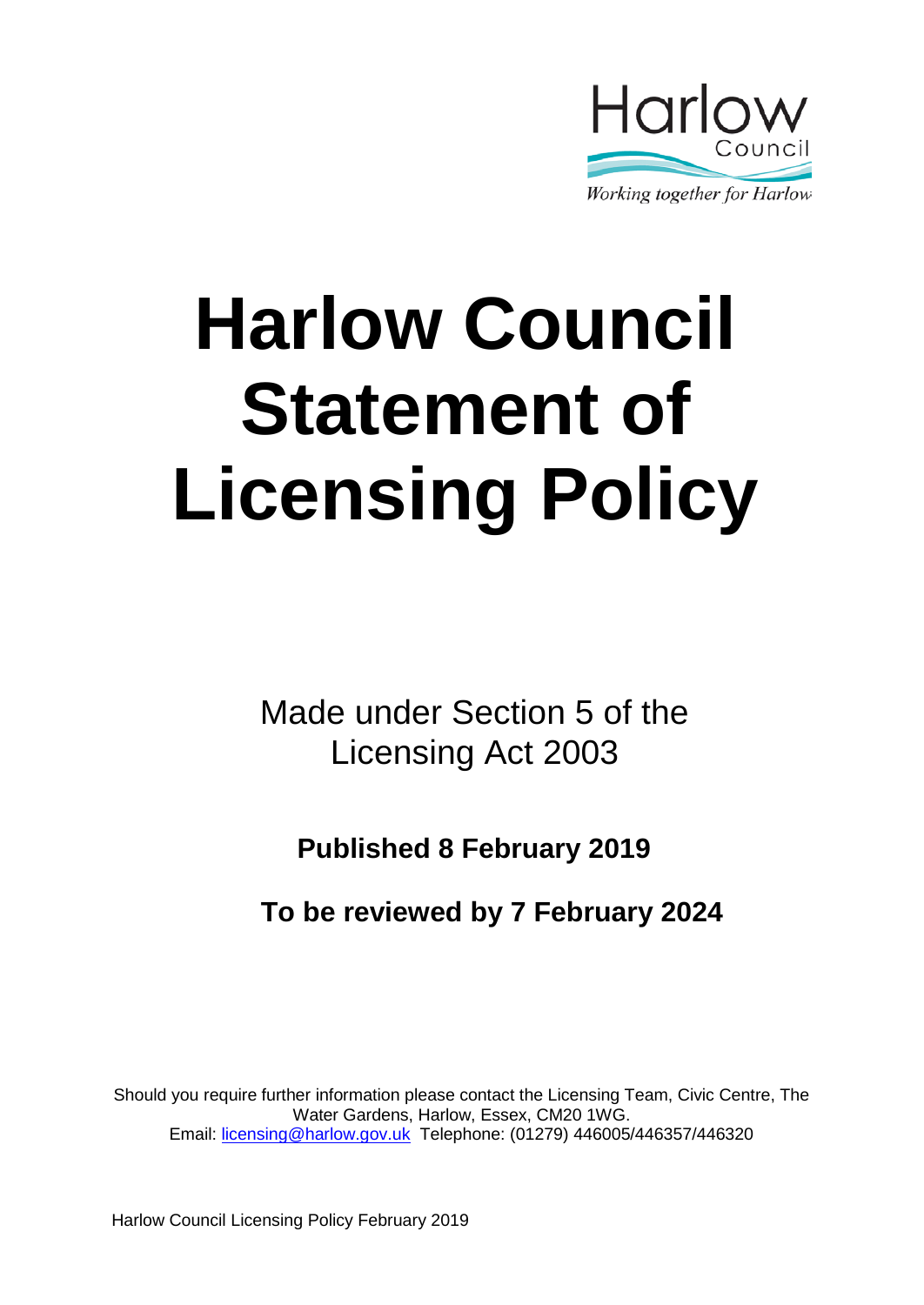Harlow Council

*Working together for Harlow*

# Harlow Council Statement of Licensing Policy

Made under Section 5 of the Licensing Act 2003

**Published 8 February 2019**

**To be reviewed by 7 February 2024**

Should you require further information please contact the Licensing Team, Civic Centre, The Water Gardens, Harlow, Essex, CM20 1WG.
Email: licensing@harlow.gov.uk Telephone: (01279) 446005/446357/446320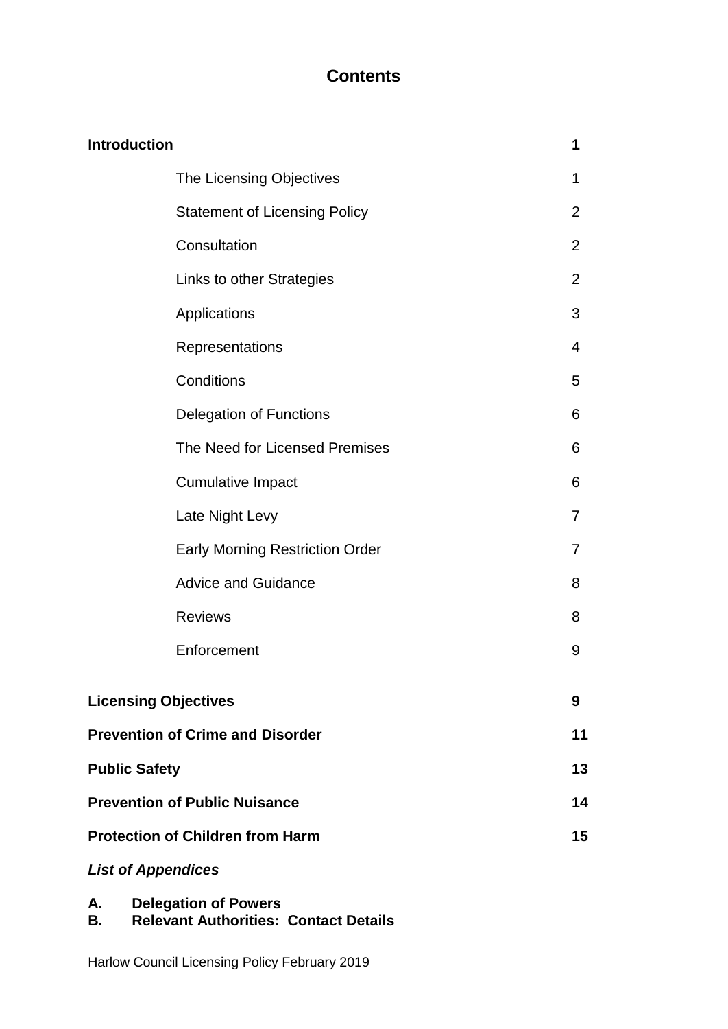# Contents

| | | |
|---|---|---|
| **Introduction** | | **1** |
| | The Licensing Objectives | 1 |
| | Statement of Licensing Policy | 2 |
| | Consultation | 2 |
| | Links to other Strategies | 2 |
| | Applications | 3 |
| | Representations | 4 |
| | Conditions | 5 |
| | Delegation of Functions | 6 |
| | The Need for Licensed Premises | 6 |
| | Cumulative Impact | 6 |
| | Late Night Levy | 7 |
| | Early Morning Restriction Order | 7 |
| | Advice and Guidance | 8 |
| | Reviews | 8 |
| | Enforcement | 9 |
| **Licensing Objectives** | | **9** |
| **Prevention of Crime and Disorder** | | **11** |
| **Public Safety** | | **13** |
| **Prevention of Public Nuisance** | | **14** |
| **Protection of Children from Harm** | | **15** |

***List of Appendices***

**A. Delegation of Powers**
**B. Relevant Authorities: Contact Details**

Harlow Council Licensing Policy February 2019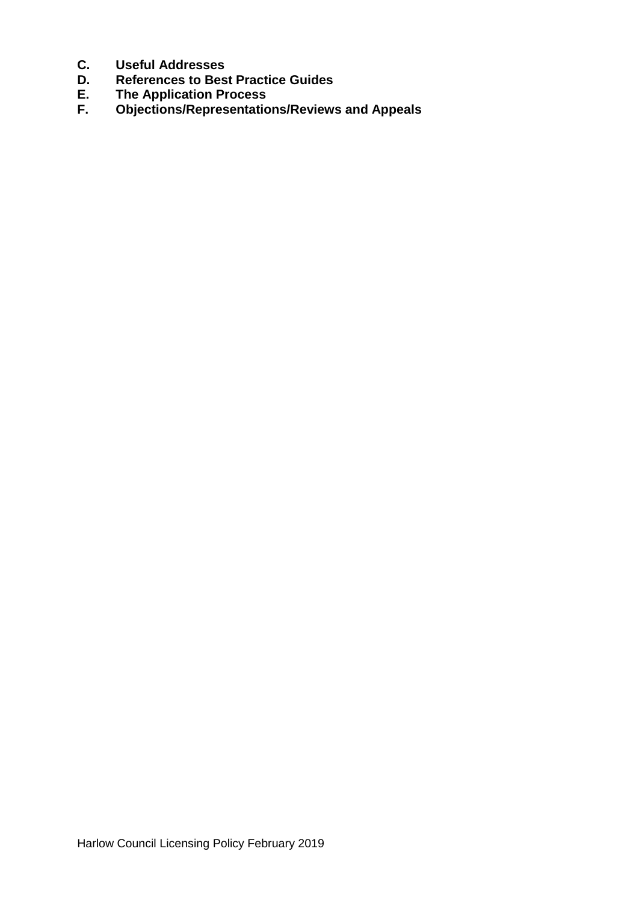**C. Useful Addresses**
**D. References to Best Practice Guides**
**E. The Application Process**
**F. Objections/Representations/Reviews and Appeals**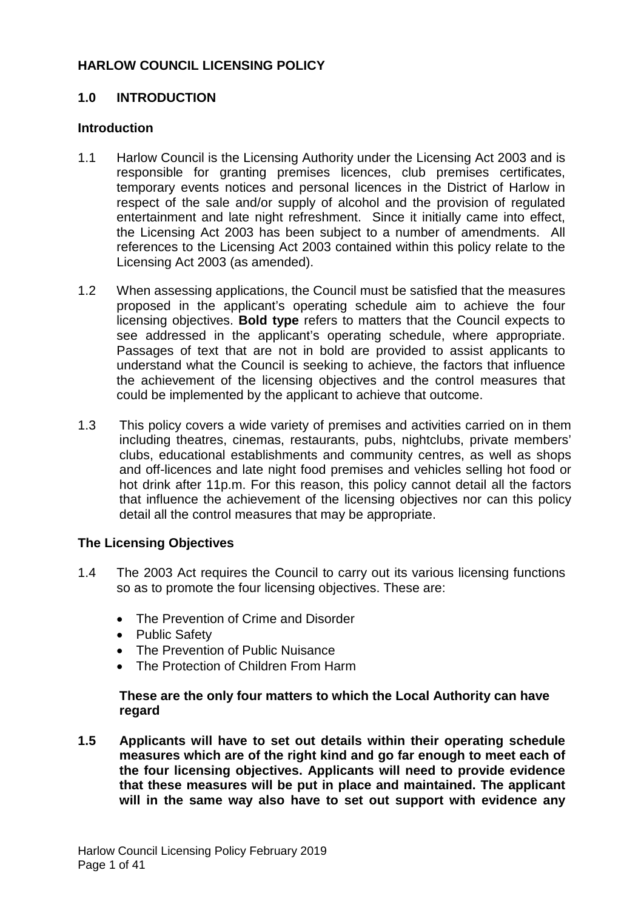# HARLOW COUNCIL LICENSING POLICY

## 1.0 INTRODUCTION

### Introduction

1.1 Harlow Council is the Licensing Authority under the Licensing Act 2003 and is responsible for granting premises licences, club premises certificates, temporary events notices and personal licences in the District of Harlow in respect of the sale and/or supply of alcohol and the provision of regulated entertainment and late night refreshment. Since it initially came into effect, the Licensing Act 2003 has been subject to a number of amendments. All references to the Licensing Act 2003 contained within this policy relate to the Licensing Act 2003 (as amended).

1.2 When assessing applications, the Council must be satisfied that the measures proposed in the applicant's operating schedule aim to achieve the four licensing objectives. **Bold type** refers to matters that the Council expects to see addressed in the applicant's operating schedule, where appropriate. Passages of text that are not in bold are provided to assist applicants to understand what the Council is seeking to achieve, the factors that influence the achievement of the licensing objectives and the control measures that could be implemented by the applicant to achieve that outcome.

1.3 This policy covers a wide variety of premises and activities carried on in them including theatres, cinemas, restaurants, pubs, nightclubs, private members' clubs, educational establishments and community centres, as well as shops and off-licences and late night food premises and vehicles selling hot food or hot drink after 11p.m. For this reason, this policy cannot detail all the factors that influence the achievement of the licensing objectives nor can this policy detail all the control measures that may be appropriate.

### The Licensing Objectives

1.4 The 2003 Act requires the Council to carry out its various licensing functions so as to promote the four licensing objectives. These are:

- The Prevention of Crime and Disorder
- Public Safety
- The Prevention of Public Nuisance
- The Protection of Children From Harm

**These are the only four matters to which the Local Authority can have regard**

**1.5 Applicants will have to set out details within their operating schedule measures which are of the right kind and go far enough to meet each of the four licensing objectives. Applicants will need to provide evidence that these measures will be put in place and maintained. The applicant will in the same way also have to set out support with evidence any**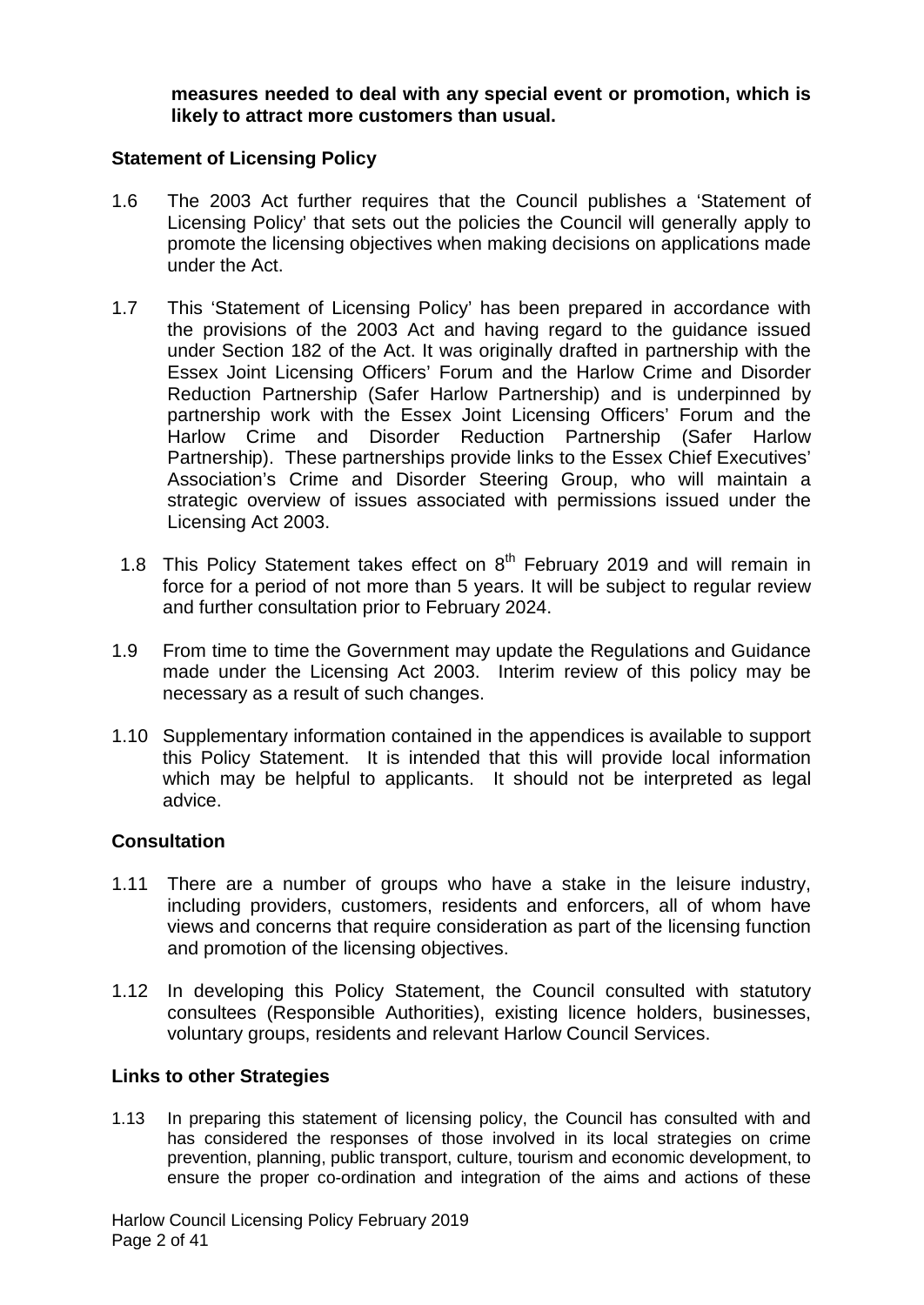**measures needed to deal with any special event or promotion, which is likely to attract more customers than usual.**

### Statement of Licensing Policy

1.6 The 2003 Act further requires that the Council publishes a 'Statement of Licensing Policy' that sets out the policies the Council will generally apply to promote the licensing objectives when making decisions on applications made under the Act.

1.7 This 'Statement of Licensing Policy' has been prepared in accordance with the provisions of the 2003 Act and having regard to the guidance issued under Section 182 of the Act. It was originally drafted in partnership with the Essex Joint Licensing Officers' Forum and the Harlow Crime and Disorder Reduction Partnership (Safer Harlow Partnership) and is underpinned by partnership work with the Essex Joint Licensing Officers' Forum and the Harlow Crime and Disorder Reduction Partnership (Safer Harlow Partnership). These partnerships provide links to the Essex Chief Executives' Association's Crime and Disorder Steering Group, who will maintain a strategic overview of issues associated with permissions issued under the Licensing Act 2003.

1.8 This Policy Statement takes effect on 8th February 2019 and will remain in force for a period of not more than 5 years. It will be subject to regular review and further consultation prior to February 2024.

1.9 From time to time the Government may update the Regulations and Guidance made under the Licensing Act 2003. Interim review of this policy may be necessary as a result of such changes.

1.10 Supplementary information contained in the appendices is available to support this Policy Statement. It is intended that this will provide local information which may be helpful to applicants. It should not be interpreted as legal advice.

### Consultation

1.11 There are a number of groups who have a stake in the leisure industry, including providers, customers, residents and enforcers, all of whom have views and concerns that require consideration as part of the licensing function and promotion of the licensing objectives.

1.12 In developing this Policy Statement, the Council consulted with statutory consultees (Responsible Authorities), existing licence holders, businesses, voluntary groups, residents and relevant Harlow Council Services.

### Links to other Strategies

1.13 In preparing this statement of licensing policy, the Council has consulted with and has considered the responses of those involved in its local strategies on crime prevention, planning, public transport, culture, tourism and economic development, to ensure the proper co-ordination and integration of the aims and actions of these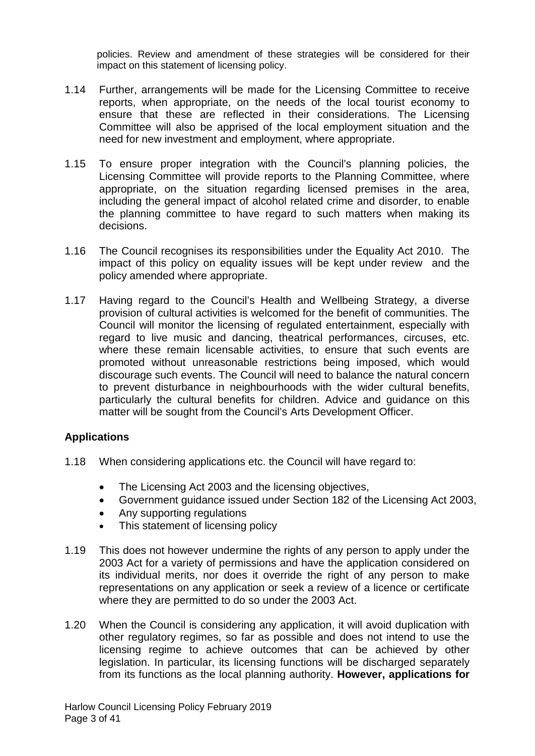policies. Review and amendment of these strategies will be considered for their impact on this statement of licensing policy.

1.14 Further, arrangements will be made for the Licensing Committee to receive reports, when appropriate, on the needs of the local tourist economy to ensure that these are reflected in their considerations. The Licensing Committee will also be apprised of the local employment situation and the need for new investment and employment, where appropriate.

1.15 To ensure proper integration with the Council's planning policies, the Licensing Committee will provide reports to the Planning Committee, where appropriate, on the situation regarding licensed premises in the area, including the general impact of alcohol related crime and disorder, to enable the planning committee to have regard to such matters when making its decisions.

1.16 The Council recognises its responsibilities under the Equality Act 2010. The impact of this policy on equality issues will be kept under review and the policy amended where appropriate.

1.17 Having regard to the Council's Health and Wellbeing Strategy, a diverse provision of cultural activities is welcomed for the benefit of communities. The Council will monitor the licensing of regulated entertainment, especially with regard to live music and dancing, theatrical performances, circuses, etc. where these remain licensable activities, to ensure that such events are promoted without unreasonable restrictions being imposed, which would discourage such events. The Council will need to balance the natural concern to prevent disturbance in neighbourhoods with the wider cultural benefits, particularly the cultural benefits for children. Advice and guidance on this matter will be sought from the Council's Arts Development Officer.

## Applications

1.18 When considering applications etc. the Council will have regard to:

- The Licensing Act 2003 and the licensing objectives,
- Government guidance issued under Section 182 of the Licensing Act 2003,
- Any supporting regulations
- This statement of licensing policy

1.19 This does not however undermine the rights of any person to apply under the 2003 Act for a variety of permissions and have the application considered on its individual merits, nor does it override the right of any person to make representations on any application or seek a review of a licence or certificate where they are permitted to do so under the 2003 Act.

1.20 When the Council is considering any application, it will avoid duplication with other regulatory regimes, so far as possible and does not intend to use the licensing regime to achieve outcomes that can be achieved by other legislation. In particular, its licensing functions will be discharged separately from its functions as the local planning authority. **However, applications for**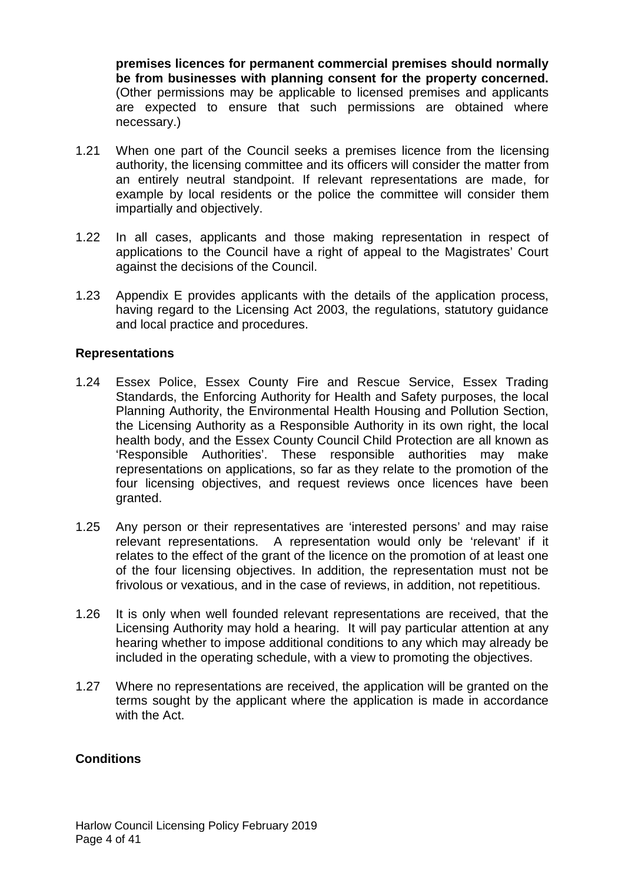**premises licences for permanent commercial premises should normally be from businesses with planning consent for the property concerned.** (Other permissions may be applicable to licensed premises and applicants are expected to ensure that such permissions are obtained where necessary.)

1.21 When one part of the Council seeks a premises licence from the licensing authority, the licensing committee and its officers will consider the matter from an entirely neutral standpoint. If relevant representations are made, for example by local residents or the police the committee will consider them impartially and objectively.

1.22 In all cases, applicants and those making representation in respect of applications to the Council have a right of appeal to the Magistrates' Court against the decisions of the Council.

1.23 Appendix E provides applicants with the details of the application process, having regard to the Licensing Act 2003, the regulations, statutory guidance and local practice and procedures.

### Representations

1.24 Essex Police, Essex County Fire and Rescue Service, Essex Trading Standards, the Enforcing Authority for Health and Safety purposes, the local Planning Authority, the Environmental Health Housing and Pollution Section, the Licensing Authority as a Responsible Authority in its own right, the local health body, and the Essex County Council Child Protection are all known as 'Responsible Authorities'. These responsible authorities may make representations on applications, so far as they relate to the promotion of the four licensing objectives, and request reviews once licences have been granted.

1.25 Any person or their representatives are 'interested persons' and may raise relevant representations. A representation would only be 'relevant' if it relates to the effect of the grant of the licence on the promotion of at least one of the four licensing objectives. In addition, the representation must not be frivolous or vexatious, and in the case of reviews, in addition, not repetitious.

1.26 It is only when well founded relevant representations are received, that the Licensing Authority may hold a hearing. It will pay particular attention at any hearing whether to impose additional conditions to any which may already be included in the operating schedule, with a view to promoting the objectives.

1.27 Where no representations are received, the application will be granted on the terms sought by the applicant where the application is made in accordance with the Act.

### Conditions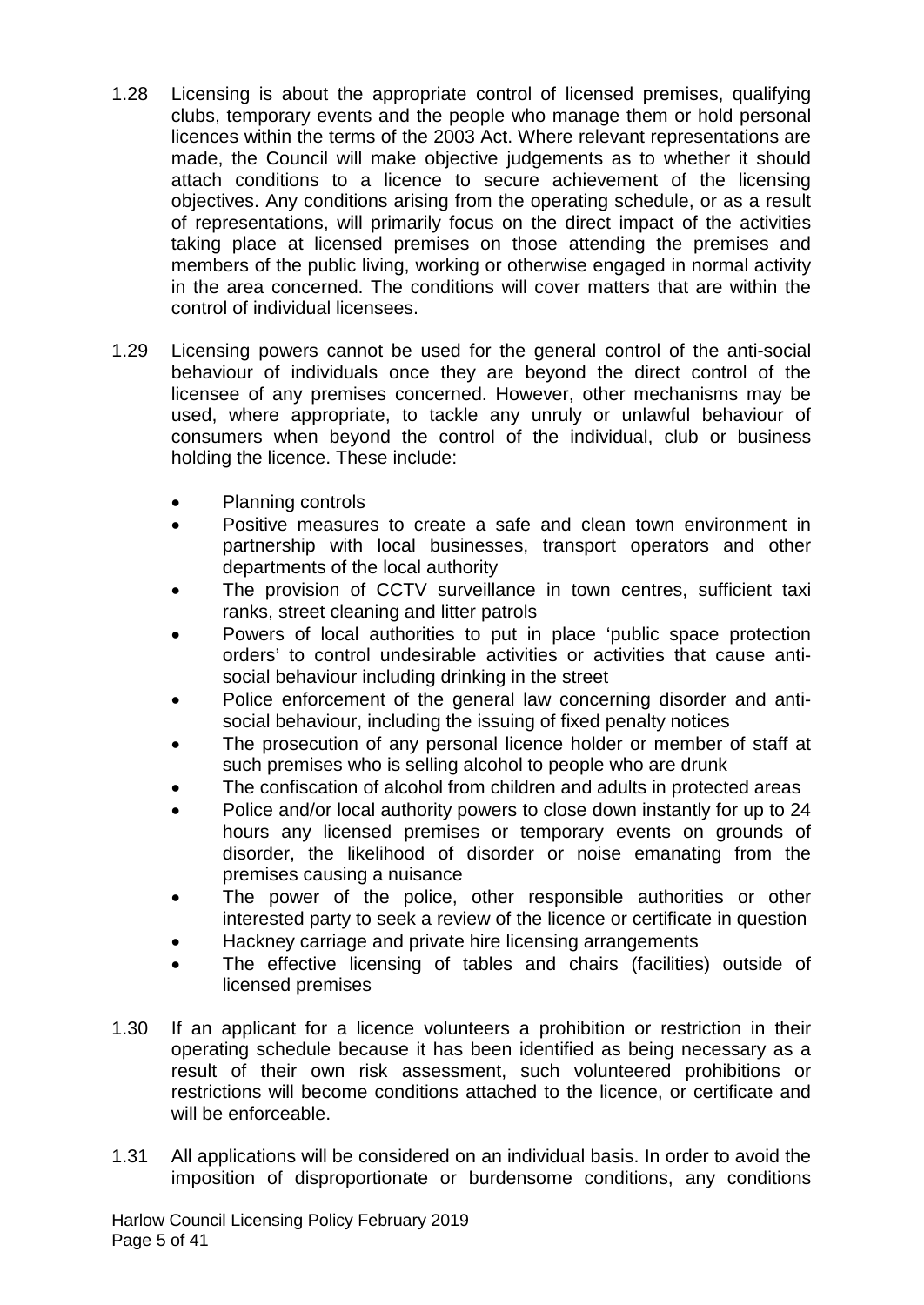1.28 Licensing is about the appropriate control of licensed premises, qualifying clubs, temporary events and the people who manage them or hold personal licences within the terms of the 2003 Act. Where relevant representations are made, the Council will make objective judgements as to whether it should attach conditions to a licence to secure achievement of the licensing objectives. Any conditions arising from the operating schedule, or as a result of representations, will primarily focus on the direct impact of the activities taking place at licensed premises on those attending the premises and members of the public living, working or otherwise engaged in normal activity in the area concerned. The conditions will cover matters that are within the control of individual licensees.

1.29 Licensing powers cannot be used for the general control of the anti-social behaviour of individuals once they are beyond the direct control of the licensee of any premises concerned. However, other mechanisms may be used, where appropriate, to tackle any unruly or unlawful behaviour of consumers when beyond the control of the individual, club or business holding the licence. These include:

- Planning controls
- Positive measures to create a safe and clean town environment in partnership with local businesses, transport operators and other departments of the local authority
- The provision of CCTV surveillance in town centres, sufficient taxi ranks, street cleaning and litter patrols
- Powers of local authorities to put in place 'public space protection orders' to control undesirable activities or activities that cause anti-social behaviour including drinking in the street
- Police enforcement of the general law concerning disorder and anti-social behaviour, including the issuing of fixed penalty notices
- The prosecution of any personal licence holder or member of staff at such premises who is selling alcohol to people who are drunk
- The confiscation of alcohol from children and adults in protected areas
- Police and/or local authority powers to close down instantly for up to 24 hours any licensed premises or temporary events on grounds of disorder, the likelihood of disorder or noise emanating from the premises causing a nuisance
- The power of the police, other responsible authorities or other interested party to seek a review of the licence or certificate in question
- Hackney carriage and private hire licensing arrangements
- The effective licensing of tables and chairs (facilities) outside of licensed premises

1.30 If an applicant for a licence volunteers a prohibition or restriction in their operating schedule because it has been identified as being necessary as a result of their own risk assessment, such volunteered prohibitions or restrictions will become conditions attached to the licence, or certificate and will be enforceable.

1.31 All applications will be considered on an individual basis. In order to avoid the imposition of disproportionate or burdensome conditions, any conditions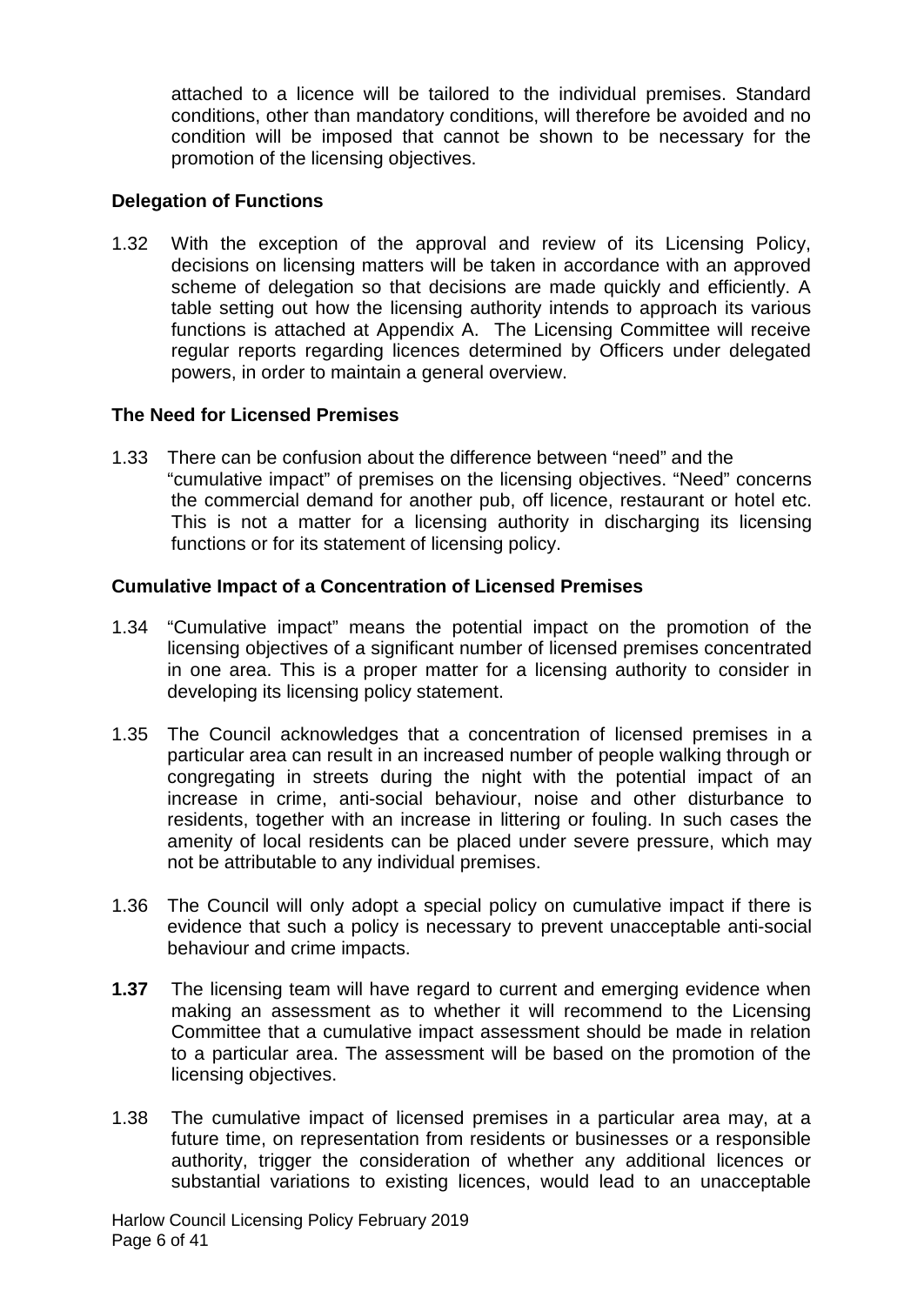attached to a licence will be tailored to the individual premises. Standard conditions, other than mandatory conditions, will therefore be avoided and no condition will be imposed that cannot be shown to be necessary for the promotion of the licensing objectives.

### Delegation of Functions

1.32 With the exception of the approval and review of its Licensing Policy, decisions on licensing matters will be taken in accordance with an approved scheme of delegation so that decisions are made quickly and efficiently. A table setting out how the licensing authority intends to approach its various functions is attached at Appendix A. The Licensing Committee will receive regular reports regarding licences determined by Officers under delegated powers, in order to maintain a general overview.

### The Need for Licensed Premises

1.33 There can be confusion about the difference between "need" and the "cumulative impact" of premises on the licensing objectives. "Need" concerns the commercial demand for another pub, off licence, restaurant or hotel etc. This is not a matter for a licensing authority in discharging its licensing functions or for its statement of licensing policy.

### Cumulative Impact of a Concentration of Licensed Premises

1.34 "Cumulative impact" means the potential impact on the promotion of the licensing objectives of a significant number of licensed premises concentrated in one area. This is a proper matter for a licensing authority to consider in developing its licensing policy statement.

1.35 The Council acknowledges that a concentration of licensed premises in a particular area can result in an increased number of people walking through or congregating in streets during the night with the potential impact of an increase in crime, anti-social behaviour, noise and other disturbance to residents, together with an increase in littering or fouling. In such cases the amenity of local residents can be placed under severe pressure, which may not be attributable to any individual premises.

1.36 The Council will only adopt a special policy on cumulative impact if there is evidence that such a policy is necessary to prevent unacceptable anti-social behaviour and crime impacts.

**1.37** The licensing team will have regard to current and emerging evidence when making an assessment as to whether it will recommend to the Licensing Committee that a cumulative impact assessment should be made in relation to a particular area. The assessment will be based on the promotion of the licensing objectives.

1.38 The cumulative impact of licensed premises in a particular area may, at a future time, on representation from residents or businesses or a responsible authority, trigger the consideration of whether any additional licences or substantial variations to existing licences, would lead to an unacceptable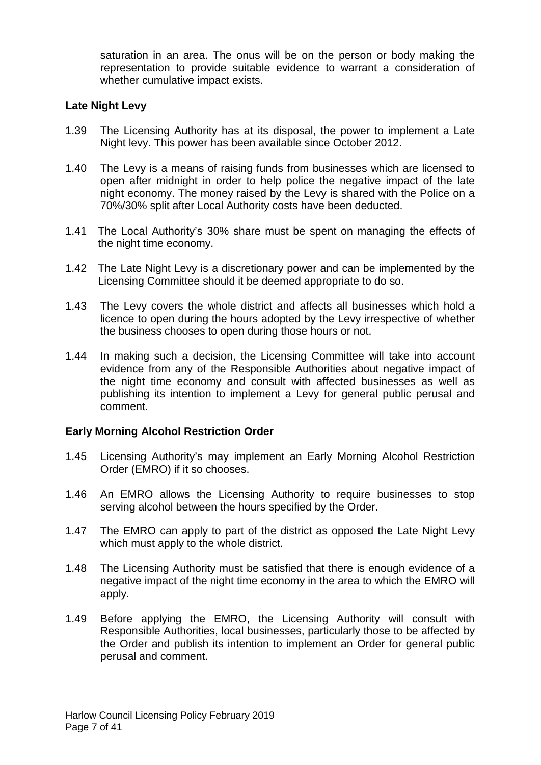saturation in an area. The onus will be on the person or body making the representation to provide suitable evidence to warrant a consideration of whether cumulative impact exists.

### Late Night Levy

1.39 The Licensing Authority has at its disposal, the power to implement a Late Night levy. This power has been available since October 2012.

1.40 The Levy is a means of raising funds from businesses which are licensed to open after midnight in order to help police the negative impact of the late night economy. The money raised by the Levy is shared with the Police on a 70%/30% split after Local Authority costs have been deducted.

1.41 The Local Authority's 30% share must be spent on managing the effects of the night time economy.

1.42 The Late Night Levy is a discretionary power and can be implemented by the Licensing Committee should it be deemed appropriate to do so.

1.43 The Levy covers the whole district and affects all businesses which hold a licence to open during the hours adopted by the Levy irrespective of whether the business chooses to open during those hours or not.

1.44 In making such a decision, the Licensing Committee will take into account evidence from any of the Responsible Authorities about negative impact of the night time economy and consult with affected businesses as well as publishing its intention to implement a Levy for general public perusal and comment.

### Early Morning Alcohol Restriction Order

1.45 Licensing Authority's may implement an Early Morning Alcohol Restriction Order (EMRO) if it so chooses.

1.46 An EMRO allows the Licensing Authority to require businesses to stop serving alcohol between the hours specified by the Order.

1.47 The EMRO can apply to part of the district as opposed the Late Night Levy which must apply to the whole district.

1.48 The Licensing Authority must be satisfied that there is enough evidence of a negative impact of the night time economy in the area to which the EMRO will apply.

1.49 Before applying the EMRO, the Licensing Authority will consult with Responsible Authorities, local businesses, particularly those to be affected by the Order and publish its intention to implement an Order for general public perusal and comment.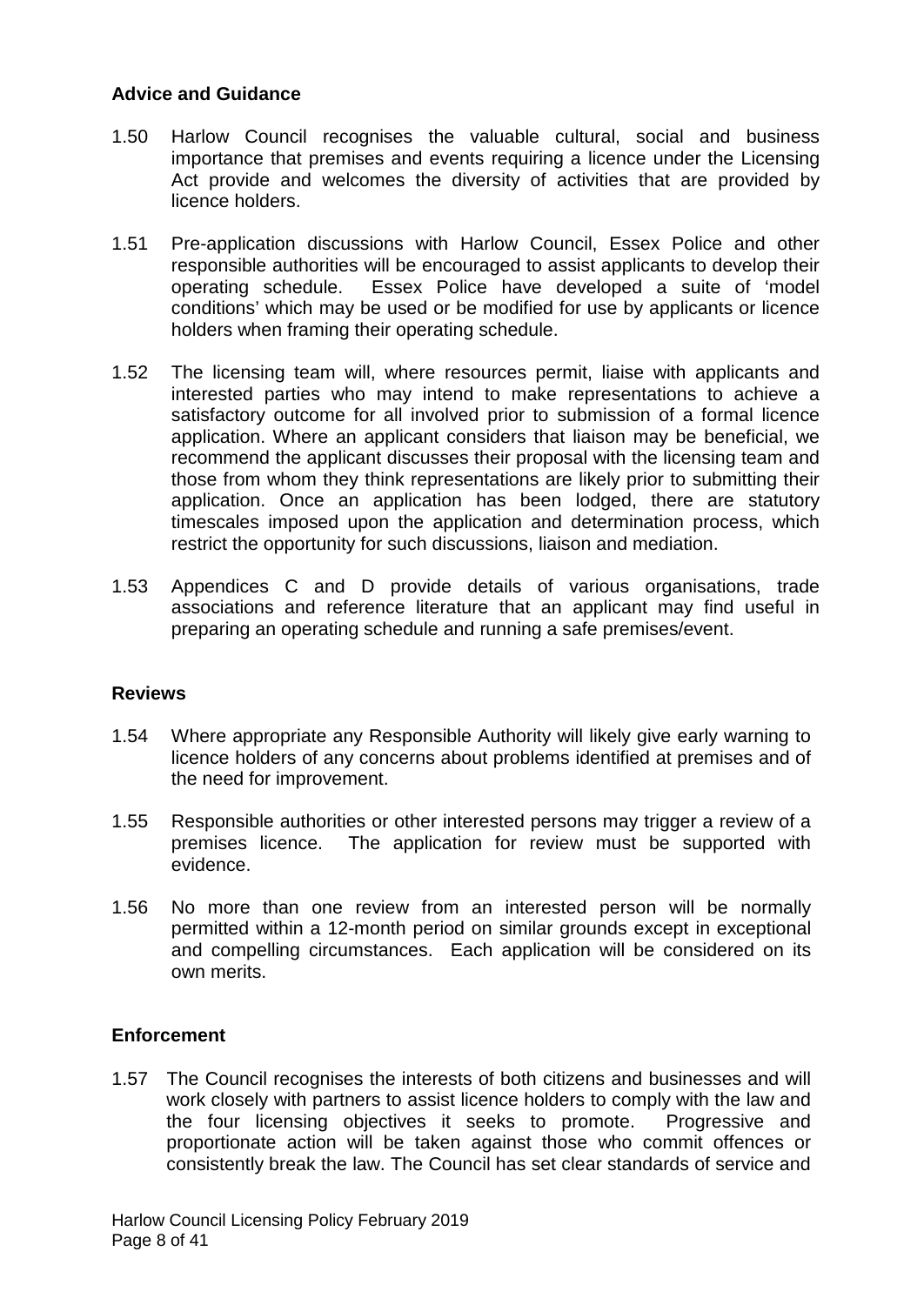**Advice and Guidance**

1.50 Harlow Council recognises the valuable cultural, social and business importance that premises and events requiring a licence under the Licensing Act provide and welcomes the diversity of activities that are provided by licence holders.

1.51 Pre-application discussions with Harlow Council, Essex Police and other responsible authorities will be encouraged to assist applicants to develop their operating schedule. Essex Police have developed a suite of 'model conditions' which may be used or be modified for use by applicants or licence holders when framing their operating schedule.

1.52 The licensing team will, where resources permit, liaise with applicants and interested parties who may intend to make representations to achieve a satisfactory outcome for all involved prior to submission of a formal licence application. Where an applicant considers that liaison may be beneficial, we recommend the applicant discusses their proposal with the licensing team and those from whom they think representations are likely prior to submitting their application. Once an application has been lodged, there are statutory timescales imposed upon the application and determination process, which restrict the opportunity for such discussions, liaison and mediation.

1.53 Appendices C and D provide details of various organisations, trade associations and reference literature that an applicant may find useful in preparing an operating schedule and running a safe premises/event.

**Reviews**

1.54 Where appropriate any Responsible Authority will likely give early warning to licence holders of any concerns about problems identified at premises and of the need for improvement.

1.55 Responsible authorities or other interested persons may trigger a review of a premises licence. The application for review must be supported with evidence.

1.56 No more than one review from an interested person will be normally permitted within a 12-month period on similar grounds except in exceptional and compelling circumstances. Each application will be considered on its own merits.

**Enforcement**

1.57 The Council recognises the interests of both citizens and businesses and will work closely with partners to assist licence holders to comply with the law and the four licensing objectives it seeks to promote. Progressive and proportionate action will be taken against those who commit offences or consistently break the law. The Council has set clear standards of service and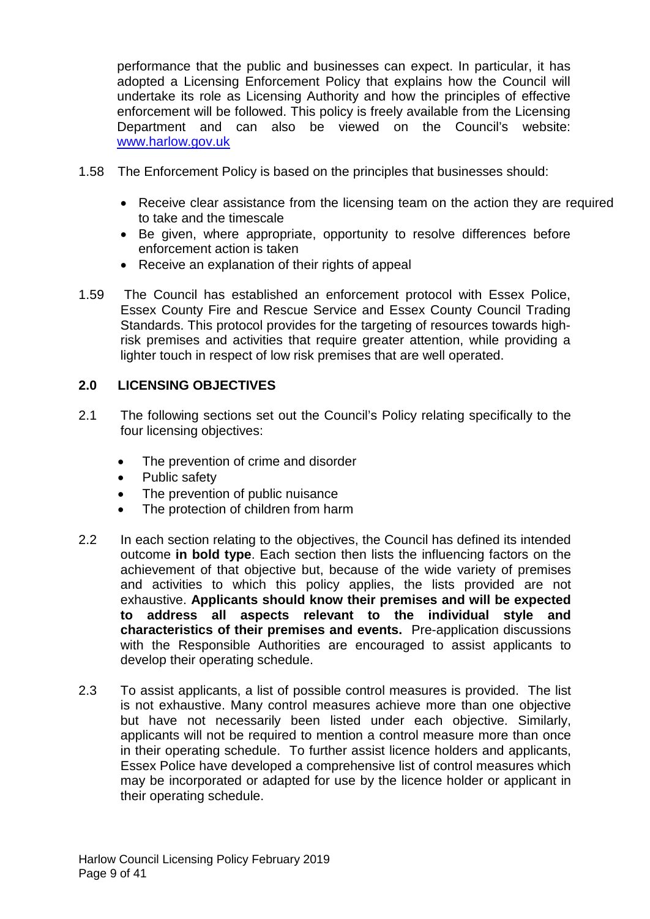performance that the public and businesses can expect. In particular, it has adopted a Licensing Enforcement Policy that explains how the Council will undertake its role as Licensing Authority and how the principles of effective enforcement will be followed. This policy is freely available from the Licensing Department and can also be viewed on the Council's website: [www.harlow.gov.uk](http://www.harlow.gov.uk)

1.58 The Enforcement Policy is based on the principles that businesses should:

- Receive clear assistance from the licensing team on the action they are required to take and the timescale
- Be given, where appropriate, opportunity to resolve differences before enforcement action is taken
- Receive an explanation of their rights of appeal

1.59 The Council has established an enforcement protocol with Essex Police, Essex County Fire and Rescue Service and Essex County Council Trading Standards. This protocol provides for the targeting of resources towards high-risk premises and activities that require greater attention, while providing a lighter touch in respect of low risk premises that are well operated.

## 2.0 LICENSING OBJECTIVES

2.1 The following sections set out the Council's Policy relating specifically to the four licensing objectives:

- The prevention of crime and disorder
- Public safety
- The prevention of public nuisance
- The protection of children from harm

2.2 In each section relating to the objectives, the Council has defined its intended outcome **in bold type**. Each section then lists the influencing factors on the achievement of that objective but, because of the wide variety of premises and activities to which this policy applies, the lists provided are not exhaustive. **Applicants should know their premises and will be expected to address all aspects relevant to the individual style and characteristics of their premises and events.** Pre-application discussions with the Responsible Authorities are encouraged to assist applicants to develop their operating schedule.

2.3 To assist applicants, a list of possible control measures is provided. The list is not exhaustive. Many control measures achieve more than one objective but have not necessarily been listed under each objective. Similarly, applicants will not be required to mention a control measure more than once in their operating schedule. To further assist licence holders and applicants, Essex Police have developed a comprehensive list of control measures which may be incorporated or adapted for use by the licence holder or applicant in their operating schedule.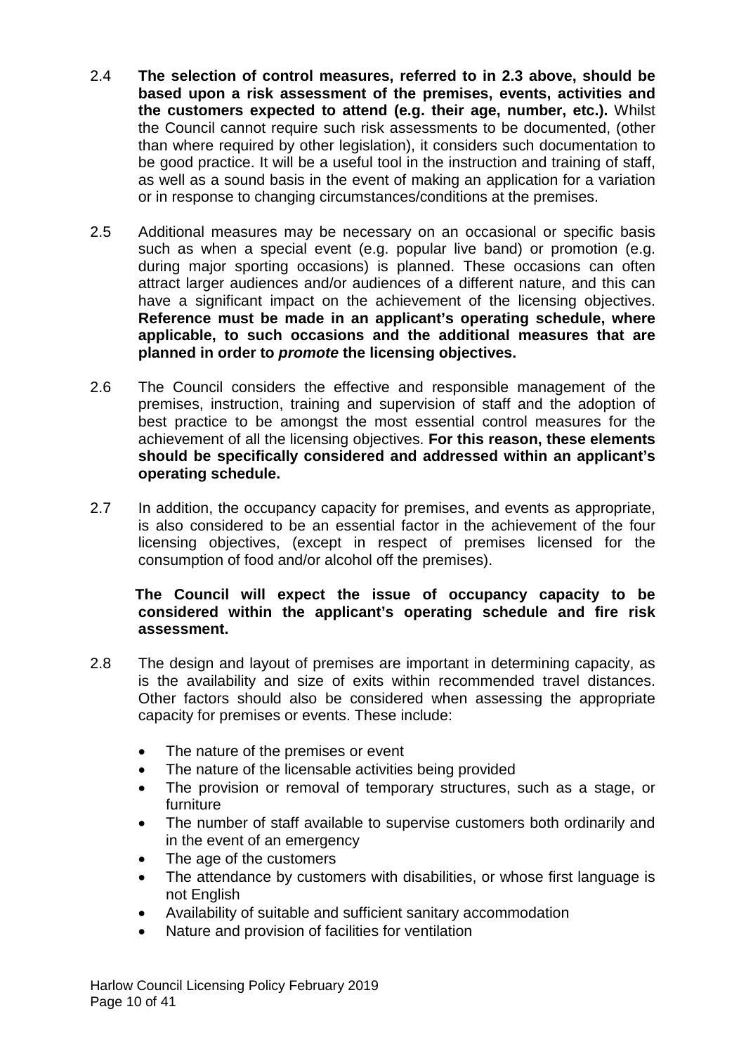2.4 **The selection of control measures, referred to in 2.3 above, should be based upon a risk assessment of the premises, events, activities and the customers expected to attend (e.g. their age, number, etc.).** Whilst the Council cannot require such risk assessments to be documented, (other than where required by other legislation), it considers such documentation to be good practice. It will be a useful tool in the instruction and training of staff, as well as a sound basis in the event of making an application for a variation or in response to changing circumstances/conditions at the premises.

2.5 Additional measures may be necessary on an occasional or specific basis such as when a special event (e.g. popular live band) or promotion (e.g. during major sporting occasions) is planned. These occasions can often attract larger audiences and/or audiences of a different nature, and this can have a significant impact on the achievement of the licensing objectives. **Reference must be made in an applicant's operating schedule, where applicable, to such occasions and the additional measures that are planned in order to *promote* the licensing objectives.**

2.6 The Council considers the effective and responsible management of the premises, instruction, training and supervision of staff and the adoption of best practice to be amongst the most essential control measures for the achievement of all the licensing objectives. **For this reason, these elements should be specifically considered and addressed within an applicant's operating schedule.**

2.7 In addition, the occupancy capacity for premises, and events as appropriate, is also considered to be an essential factor in the achievement of the four licensing objectives, (except in respect of premises licensed for the consumption of food and/or alcohol off the premises).

**The Council will expect the issue of occupancy capacity to be considered within the applicant's operating schedule and fire risk assessment.**

2.8 The design and layout of premises are important in determining capacity, as is the availability and size of exits within recommended travel distances. Other factors should also be considered when assessing the appropriate capacity for premises or events. These include:

- The nature of the premises or event
- The nature of the licensable activities being provided
- The provision or removal of temporary structures, such as a stage, or furniture
- The number of staff available to supervise customers both ordinarily and in the event of an emergency
- The age of the customers
- The attendance by customers with disabilities, or whose first language is not English
- Availability of suitable and sufficient sanitary accommodation
- Nature and provision of facilities for ventilation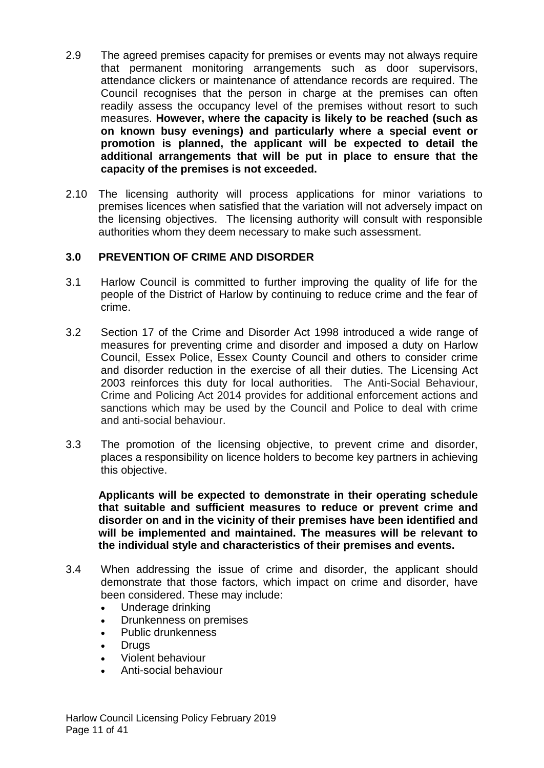2.9 The agreed premises capacity for premises or events may not always require that permanent monitoring arrangements such as door supervisors, attendance clickers or maintenance of attendance records are required. The Council recognises that the person in charge at the premises can often readily assess the occupancy level of the premises without resort to such measures. **However, where the capacity is likely to be reached (such as on known busy evenings) and particularly where a special event or promotion is planned, the applicant will be expected to detail the additional arrangements that will be put in place to ensure that the capacity of the premises is not exceeded.**

2.10 The licensing authority will process applications for minor variations to premises licences when satisfied that the variation will not adversely impact on the licensing objectives. The licensing authority will consult with responsible authorities whom they deem necessary to make such assessment.

## 3.0 PREVENTION OF CRIME AND DISORDER

3.1 Harlow Council is committed to further improving the quality of life for the people of the District of Harlow by continuing to reduce crime and the fear of crime.

3.2 Section 17 of the Crime and Disorder Act 1998 introduced a wide range of measures for preventing crime and disorder and imposed a duty on Harlow Council, Essex Police, Essex County Council and others to consider crime and disorder reduction in the exercise of all their duties. The Licensing Act 2003 reinforces this duty for local authorities. The Anti-Social Behaviour, Crime and Policing Act 2014 provides for additional enforcement actions and sanctions which may be used by the Council and Police to deal with crime and anti-social behaviour.

3.3 The promotion of the licensing objective, to prevent crime and disorder, places a responsibility on licence holders to become key partners in achieving this objective.

**Applicants will be expected to demonstrate in their operating schedule that suitable and sufficient measures to reduce or prevent crime and disorder on and in the vicinity of their premises have been identified and will be implemented and maintained. The measures will be relevant to the individual style and characteristics of their premises and events.**

3.4 When addressing the issue of crime and disorder, the applicant should demonstrate that those factors, which impact on crime and disorder, have been considered. These may include:

- Underage drinking
- Drunkenness on premises
- Public drunkenness
- Drugs
- Violent behaviour
- Anti-social behaviour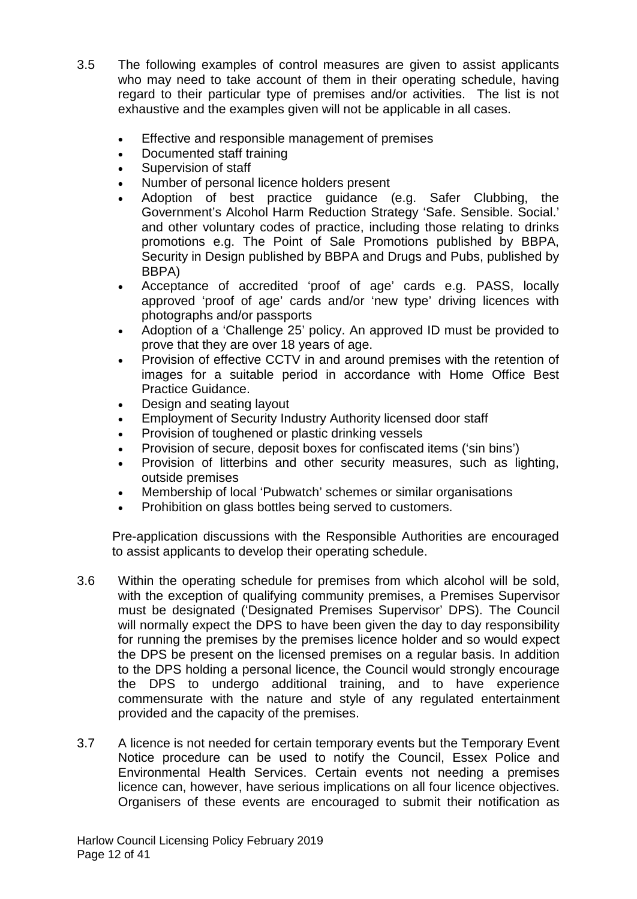3.5 The following examples of control measures are given to assist applicants who may need to take account of them in their operating schedule, having regard to their particular type of premises and/or activities. The list is not exhaustive and the examples given will not be applicable in all cases.

- Effective and responsible management of premises
- Documented staff training
- Supervision of staff
- Number of personal licence holders present
- Adoption of best practice guidance (e.g. Safer Clubbing, the Government's Alcohol Harm Reduction Strategy 'Safe. Sensible. Social.' and other voluntary codes of practice, including those relating to drinks promotions e.g. The Point of Sale Promotions published by BBPA, Security in Design published by BBPA and Drugs and Pubs, published by BBPA)
- Acceptance of accredited 'proof of age' cards e.g. PASS, locally approved 'proof of age' cards and/or 'new type' driving licences with photographs and/or passports
- Adoption of a 'Challenge 25' policy. An approved ID must be provided to prove that they are over 18 years of age.
- Provision of effective CCTV in and around premises with the retention of images for a suitable period in accordance with Home Office Best Practice Guidance.
- Design and seating layout
- Employment of Security Industry Authority licensed door staff
- Provision of toughened or plastic drinking vessels
- Provision of secure, deposit boxes for confiscated items ('sin bins')
- Provision of litterbins and other security measures, such as lighting, outside premises
- Membership of local 'Pubwatch' schemes or similar organisations
- Prohibition on glass bottles being served to customers.

Pre-application discussions with the Responsible Authorities are encouraged to assist applicants to develop their operating schedule.

3.6 Within the operating schedule for premises from which alcohol will be sold, with the exception of qualifying community premises, a Premises Supervisor must be designated ('Designated Premises Supervisor' DPS). The Council will normally expect the DPS to have been given the day to day responsibility for running the premises by the premises licence holder and so would expect the DPS be present on the licensed premises on a regular basis. In addition to the DPS holding a personal licence, the Council would strongly encourage the DPS to undergo additional training, and to have experience commensurate with the nature and style of any regulated entertainment provided and the capacity of the premises.

3.7 A licence is not needed for certain temporary events but the Temporary Event Notice procedure can be used to notify the Council, Essex Police and Environmental Health Services. Certain events not needing a premises licence can, however, have serious implications on all four licence objectives. Organisers of these events are encouraged to submit their notification as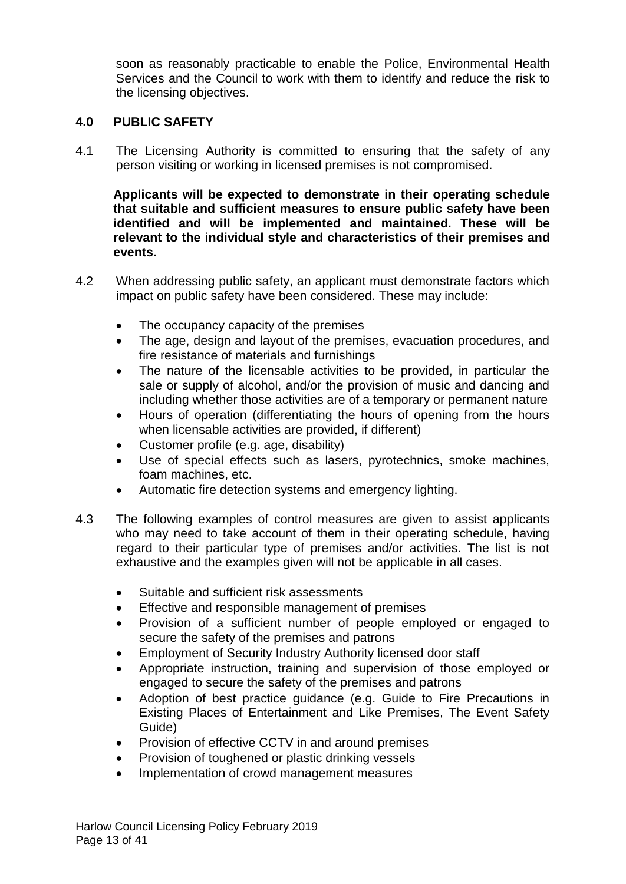soon as reasonably practicable to enable the Police, Environmental Health Services and the Council to work with them to identify and reduce the risk to the licensing objectives.

## 4.0 PUBLIC SAFETY

4.1 The Licensing Authority is committed to ensuring that the safety of any person visiting or working in licensed premises is not compromised.

**Applicants will be expected to demonstrate in their operating schedule that suitable and sufficient measures to ensure public safety have been identified and will be implemented and maintained. These will be relevant to the individual style and characteristics of their premises and events.**

4.2 When addressing public safety, an applicant must demonstrate factors which impact on public safety have been considered. These may include:

- The occupancy capacity of the premises
- The age, design and layout of the premises, evacuation procedures, and fire resistance of materials and furnishings
- The nature of the licensable activities to be provided, in particular the sale or supply of alcohol, and/or the provision of music and dancing and including whether those activities are of a temporary or permanent nature
- Hours of operation (differentiating the hours of opening from the hours when licensable activities are provided, if different)
- Customer profile (e.g. age, disability)
- Use of special effects such as lasers, pyrotechnics, smoke machines, foam machines, etc.
- Automatic fire detection systems and emergency lighting.

4.3 The following examples of control measures are given to assist applicants who may need to take account of them in their operating schedule, having regard to their particular type of premises and/or activities. The list is not exhaustive and the examples given will not be applicable in all cases.

- Suitable and sufficient risk assessments
- Effective and responsible management of premises
- Provision of a sufficient number of people employed or engaged to secure the safety of the premises and patrons
- Employment of Security Industry Authority licensed door staff
- Appropriate instruction, training and supervision of those employed or engaged to secure the safety of the premises and patrons
- Adoption of best practice guidance (e.g. Guide to Fire Precautions in Existing Places of Entertainment and Like Premises, The Event Safety Guide)
- Provision of effective CCTV in and around premises
- Provision of toughened or plastic drinking vessels
- Implementation of crowd management measures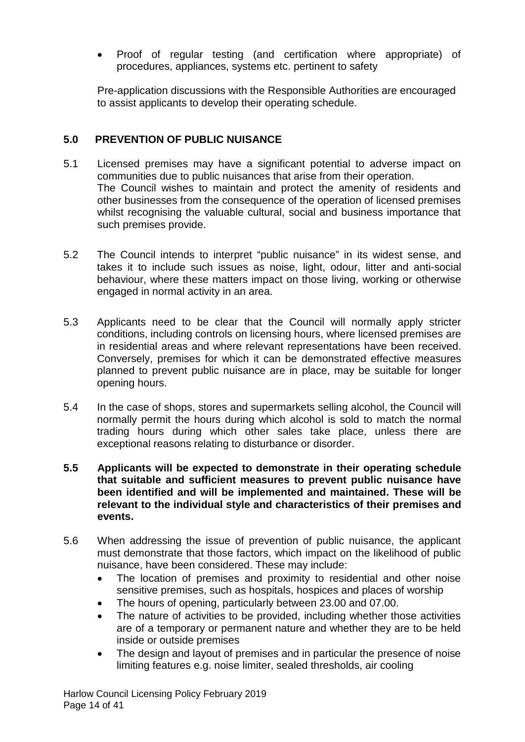- Proof of regular testing (and certification where appropriate) of procedures, appliances, systems etc. pertinent to safety

Pre-application discussions with the Responsible Authorities are encouraged to assist applicants to develop their operating schedule.

## 5.0 PREVENTION OF PUBLIC NUISANCE

5.1 Licensed premises may have a significant potential to adverse impact on communities due to public nuisances that arise from their operation. The Council wishes to maintain and protect the amenity of residents and other businesses from the consequence of the operation of licensed premises whilst recognising the valuable cultural, social and business importance that such premises provide.

5.2 The Council intends to interpret "public nuisance" in its widest sense, and takes it to include such issues as noise, light, odour, litter and anti-social behaviour, where these matters impact on those living, working or otherwise engaged in normal activity in an area.

5.3 Applicants need to be clear that the Council will normally apply stricter conditions, including controls on licensing hours, where licensed premises are in residential areas and where relevant representations have been received. Conversely, premises for which it can be demonstrated effective measures planned to prevent public nuisance are in place, may be suitable for longer opening hours.

5.4 In the case of shops, stores and supermarkets selling alcohol, the Council will normally permit the hours during which alcohol is sold to match the normal trading hours during which other sales take place, unless there are exceptional reasons relating to disturbance or disorder.

**5.5 Applicants will be expected to demonstrate in their operating schedule that suitable and sufficient measures to prevent public nuisance have been identified and will be implemented and maintained. These will be relevant to the individual style and characteristics of their premises and events.**

5.6 When addressing the issue of prevention of public nuisance, the applicant must demonstrate that those factors, which impact on the likelihood of public nuisance, have been considered. These may include:

- The location of premises and proximity to residential and other noise sensitive premises, such as hospitals, hospices and places of worship
- The hours of opening, particularly between 23.00 and 07.00.
- The nature of activities to be provided, including whether those activities are of a temporary or permanent nature and whether they are to be held inside or outside premises
- The design and layout of premises and in particular the presence of noise limiting features e.g. noise limiter, sealed thresholds, air cooling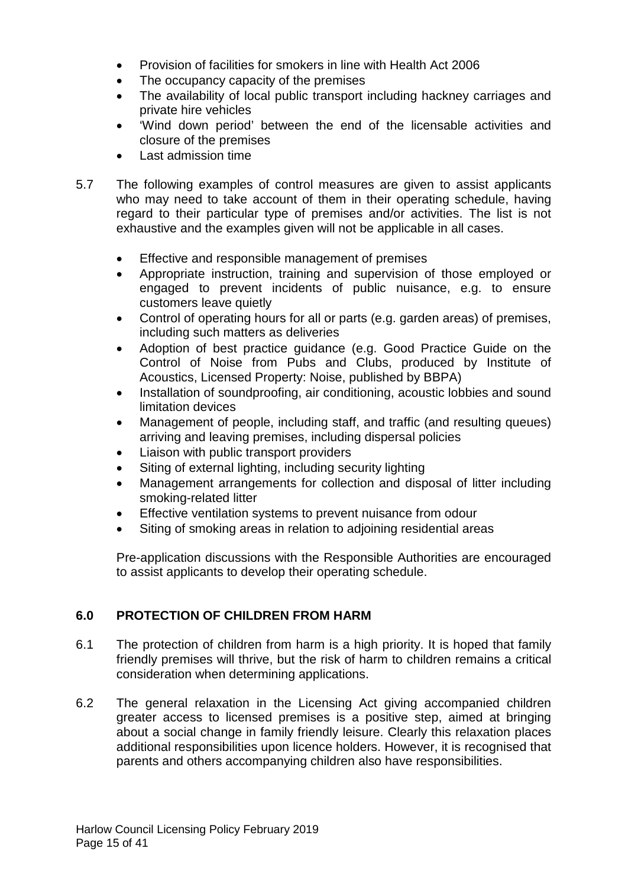- Provision of facilities for smokers in line with Health Act 2006
- The occupancy capacity of the premises
- The availability of local public transport including hackney carriages and private hire vehicles
- 'Wind down period' between the end of the licensable activities and closure of the premises
- Last admission time

5.7 The following examples of control measures are given to assist applicants who may need to take account of them in their operating schedule, having regard to their particular type of premises and/or activities. The list is not exhaustive and the examples given will not be applicable in all cases.

- Effective and responsible management of premises
- Appropriate instruction, training and supervision of those employed or engaged to prevent incidents of public nuisance, e.g. to ensure customers leave quietly
- Control of operating hours for all or parts (e.g. garden areas) of premises, including such matters as deliveries
- Adoption of best practice guidance (e.g. Good Practice Guide on the Control of Noise from Pubs and Clubs, produced by Institute of Acoustics, Licensed Property: Noise, published by BBPA)
- Installation of soundproofing, air conditioning, acoustic lobbies and sound limitation devices
- Management of people, including staff, and traffic (and resulting queues) arriving and leaving premises, including dispersal policies
- Liaison with public transport providers
- Siting of external lighting, including security lighting
- Management arrangements for collection and disposal of litter including smoking-related litter
- Effective ventilation systems to prevent nuisance from odour
- Siting of smoking areas in relation to adjoining residential areas

Pre-application discussions with the Responsible Authorities are encouraged to assist applicants to develop their operating schedule.

## 6.0 PROTECTION OF CHILDREN FROM HARM

6.1 The protection of children from harm is a high priority. It is hoped that family friendly premises will thrive, but the risk of harm to children remains a critical consideration when determining applications.

6.2 The general relaxation in the Licensing Act giving accompanied children greater access to licensed premises is a positive step, aimed at bringing about a social change in family friendly leisure. Clearly this relaxation places additional responsibilities upon licence holders. However, it is recognised that parents and others accompanying children also have responsibilities.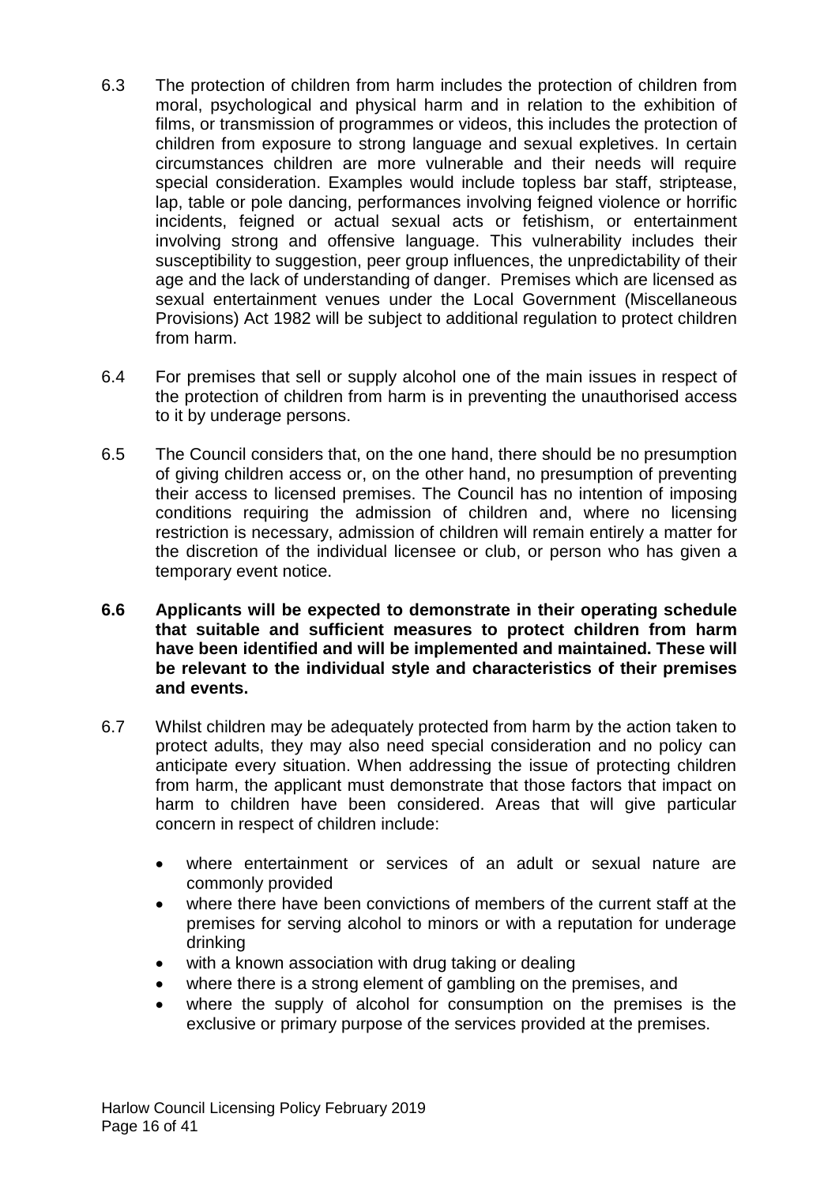6.3 The protection of children from harm includes the protection of children from moral, psychological and physical harm and in relation to the exhibition of films, or transmission of programmes or videos, this includes the protection of children from exposure to strong language and sexual expletives. In certain circumstances children are more vulnerable and their needs will require special consideration. Examples would include topless bar staff, striptease, lap, table or pole dancing, performances involving feigned violence or horrific incidents, feigned or actual sexual acts or fetishism, or entertainment involving strong and offensive language. This vulnerability includes their susceptibility to suggestion, peer group influences, the unpredictability of their age and the lack of understanding of danger. Premises which are licensed as sexual entertainment venues under the Local Government (Miscellaneous Provisions) Act 1982 will be subject to additional regulation to protect children from harm.

6.4 For premises that sell or supply alcohol one of the main issues in respect of the protection of children from harm is in preventing the unauthorised access to it by underage persons.

6.5 The Council considers that, on the one hand, there should be no presumption of giving children access or, on the other hand, no presumption of preventing their access to licensed premises. The Council has no intention of imposing conditions requiring the admission of children and, where no licensing restriction is necessary, admission of children will remain entirely a matter for the discretion of the individual licensee or club, or person who has given a temporary event notice.

**6.6 Applicants will be expected to demonstrate in their operating schedule that suitable and sufficient measures to protect children from harm have been identified and will be implemented and maintained. These will be relevant to the individual style and characteristics of their premises and events.**

6.7 Whilst children may be adequately protected from harm by the action taken to protect adults, they may also need special consideration and no policy can anticipate every situation. When addressing the issue of protecting children from harm, the applicant must demonstrate that those factors that impact on harm to children have been considered. Areas that will give particular concern in respect of children include:

- where entertainment or services of an adult or sexual nature are commonly provided
- where there have been convictions of members of the current staff at the premises for serving alcohol to minors or with a reputation for underage drinking
- with a known association with drug taking or dealing
- where there is a strong element of gambling on the premises, and
- where the supply of alcohol for consumption on the premises is the exclusive or primary purpose of the services provided at the premises.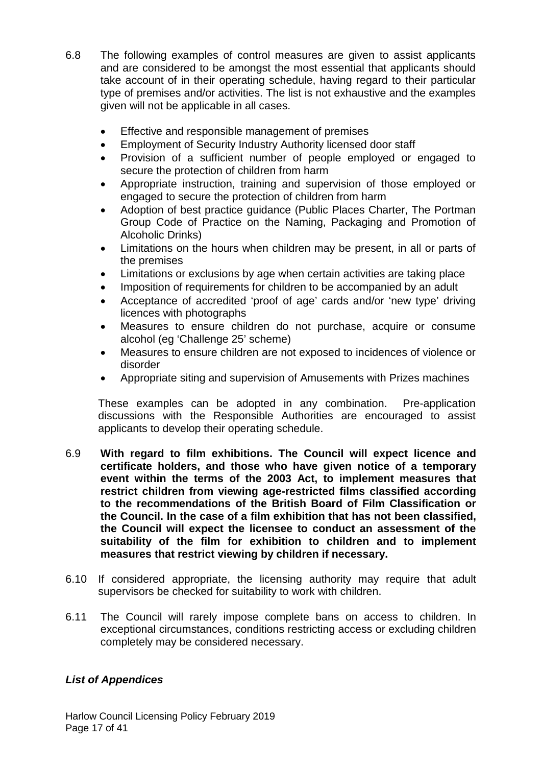6.8 The following examples of control measures are given to assist applicants and are considered to be amongst the most essential that applicants should take account of in their operating schedule, having regard to their particular type of premises and/or activities. The list is not exhaustive and the examples given will not be applicable in all cases.

- Effective and responsible management of premises
- Employment of Security Industry Authority licensed door staff
- Provision of a sufficient number of people employed or engaged to secure the protection of children from harm
- Appropriate instruction, training and supervision of those employed or engaged to secure the protection of children from harm
- Adoption of best practice guidance (Public Places Charter, The Portman Group Code of Practice on the Naming, Packaging and Promotion of Alcoholic Drinks)
- Limitations on the hours when children may be present, in all or parts of the premises
- Limitations or exclusions by age when certain activities are taking place
- Imposition of requirements for children to be accompanied by an adult
- Acceptance of accredited 'proof of age' cards and/or 'new type' driving licences with photographs
- Measures to ensure children do not purchase, acquire or consume alcohol (eg 'Challenge 25' scheme)
- Measures to ensure children are not exposed to incidences of violence or disorder
- Appropriate siting and supervision of Amusements with Prizes machines

These examples can be adopted in any combination. Pre-application discussions with the Responsible Authorities are encouraged to assist applicants to develop their operating schedule.

6.9 **With regard to film exhibitions. The Council will expect licence and certificate holders, and those who have given notice of a temporary event within the terms of the 2003 Act, to implement measures that restrict children from viewing age-restricted films classified according to the recommendations of the British Board of Film Classification or the Council. In the case of a film exhibition that has not been classified, the Council will expect the licensee to conduct an assessment of the suitability of the film for exhibition to children and to implement measures that restrict viewing by children if necessary.**

6.10 If considered appropriate, the licensing authority may require that adult supervisors be checked for suitability to work with children.

6.11 The Council will rarely impose complete bans on access to children. In exceptional circumstances, conditions restricting access or excluding children completely may be considered necessary.

***List of Appendices***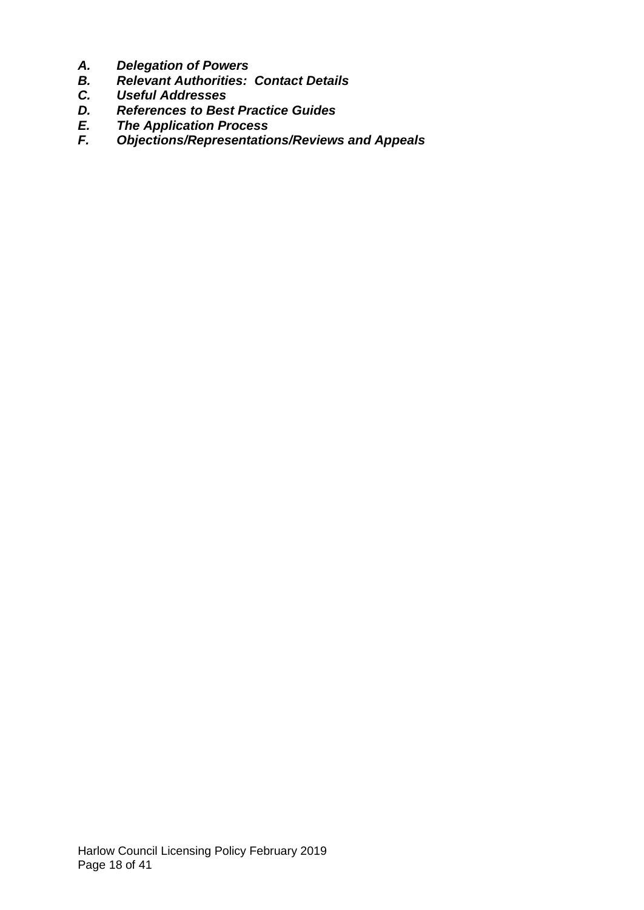- ***A. Delegation of Powers***
- ***B. Relevant Authorities: Contact Details***
- ***C. Useful Addresses***
- ***D. References to Best Practice Guides***
- ***E. The Application Process***
- ***F. Objections/Representations/Reviews and Appeals***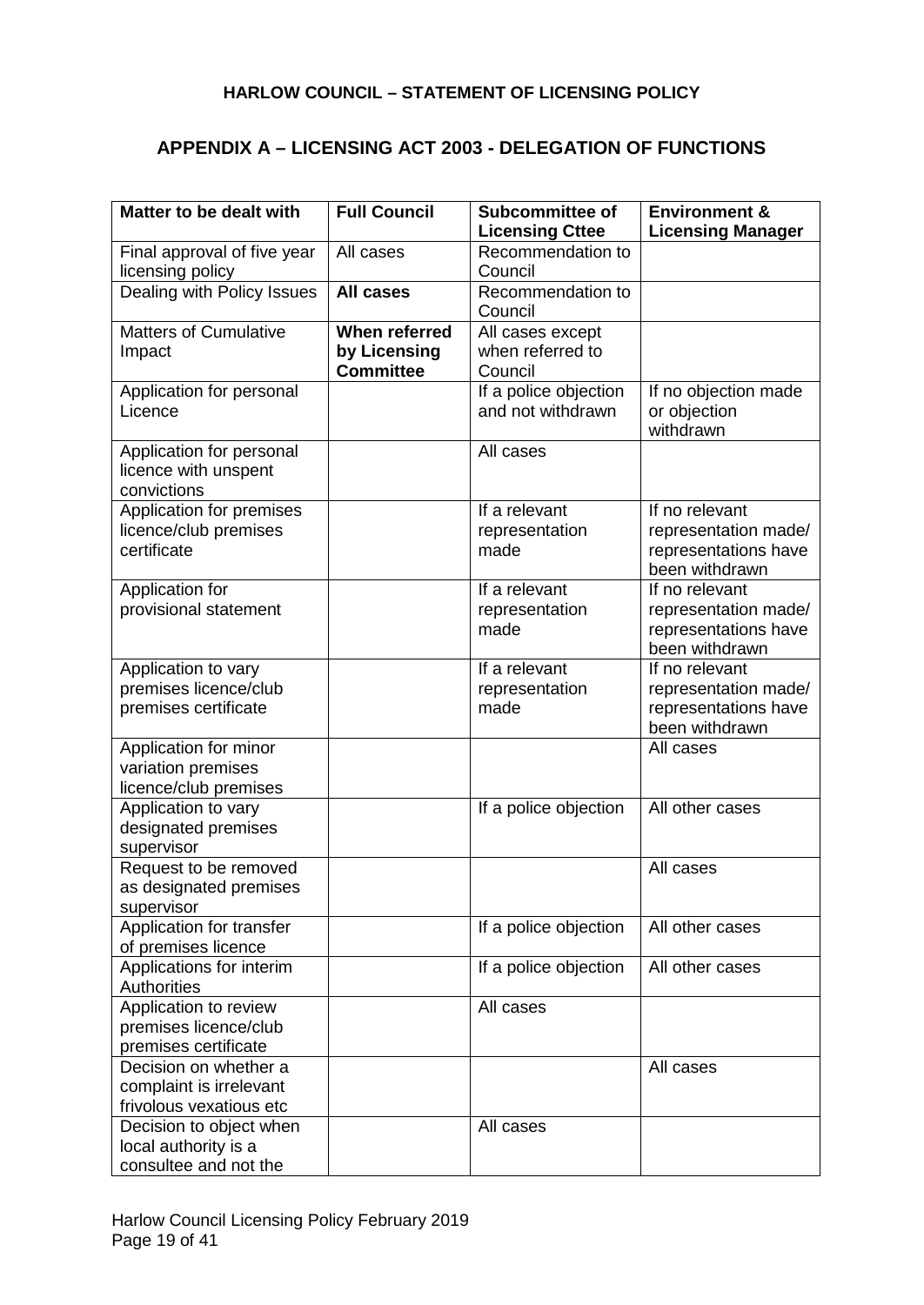**HARLOW COUNCIL – STATEMENT OF LICENSING POLICY**

## APPENDIX A – LICENSING ACT 2003 - DELEGATION OF FUNCTIONS

| Matter to be dealt with | Full Council | Subcommittee of Licensing Cttee | Environment & Licensing Manager |
|---|---|---|---|
| Final approval of five year licensing policy | All cases | Recommendation to Council | |
| Dealing with Policy Issues | **All cases** | Recommendation to Council | |
| Matters of Cumulative Impact | **When referred by Licensing Committee** | All cases except when referred to Council | |
| Application for personal Licence | | If a police objection and not withdrawn | If no objection made or objection withdrawn |
| Application for personal licence with unspent convictions | | All cases | |
| Application for premises licence/club premises certificate | | If a relevant representation made | If no relevant representation made/ representations have been withdrawn |
| Application for provisional statement | | If a relevant representation made | If no relevant representation made/ representations have been withdrawn |
| Application to vary premises licence/club premises certificate | | If a relevant representation made | If no relevant representation made/ representations have been withdrawn |
| Application for minor variation premises licence/club premises | | | All cases |
| Application to vary designated premises supervisor | | If a police objection | All other cases |
| Request to be removed as designated premises supervisor | | | All cases |
| Application for transfer of premises licence | | If a police objection | All other cases |
| Applications for interim Authorities | | If a police objection | All other cases |
| Application to review premises licence/club premises certificate | | All cases | |
| Decision on whether a complaint is irrelevant frivolous vexatious etc | | | All cases |
| Decision to object when local authority is a consultee and not the | | All cases | |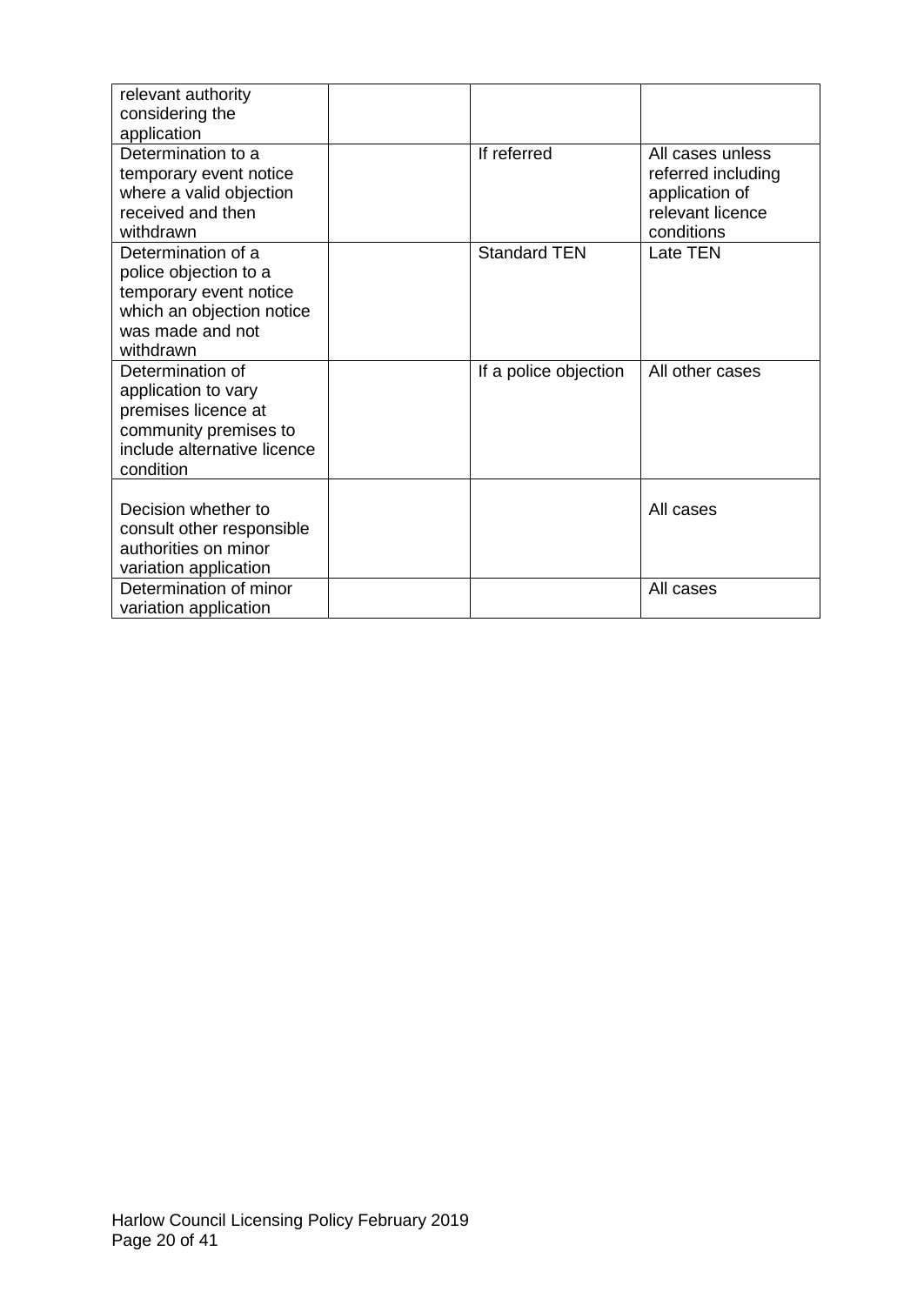| | | | |
|---|---|---|---|
| relevant authority considering the application | | | |
| Determination to a temporary event notice where a valid objection received and then withdrawn | | If referred | All cases unless referred including application of relevant licence conditions |
| Determination of a police objection to a temporary event notice which an objection notice was made and not withdrawn | | Standard TEN | Late TEN |
| Determination of application to vary premises licence at community premises to include alternative licence condition | | If a police objection | All other cases |
| Decision whether to consult other responsible authorities on minor variation application | | | All cases |
| Determination of minor variation application | | | All cases |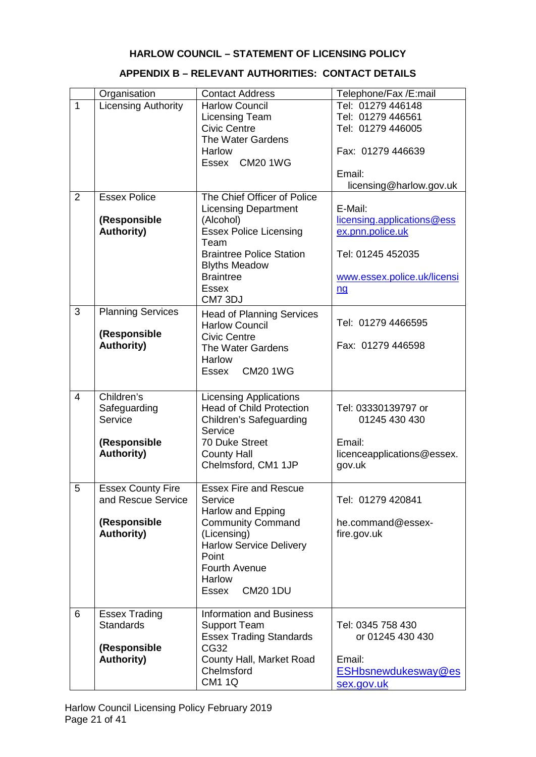## HARLOW COUNCIL – STATEMENT OF LICENSING POLICY

## APPENDIX B – RELEVANT AUTHORITIES: CONTACT DETAILS

| | Organisation | Contact Address | Telephone/Fax /E:mail |
|---|---|---|---|
| 1 | Licensing Authority | Harlow Council<br>Licensing Team<br>Civic Centre<br>The Water Gardens<br>Harlow<br>Essex CM20 1WG | Tel: 01279 446148<br>Tel: 01279 446561<br>Tel: 01279 446005<br><br>Fax: 01279 446639<br><br>Email:<br>licensing@harlow.gov.uk |
| 2 | Essex Police<br><br>**(Responsible Authority)** | The Chief Officer of Police<br>Licensing Department (Alcohol)<br>Essex Police Licensing Team<br>Braintree Police Station<br>Blyths Meadow<br>Braintree<br>Essex<br>CM7 3DJ | E-Mail:<br>licensing.applications@essex.pnn.police.uk<br><br>Tel: 01245 452035<br><br>www.essex.police.uk/licensing |
| 3 | Planning Services<br><br>**(Responsible Authority)** | Head of Planning Services<br>Harlow Council<br>Civic Centre<br>The Water Gardens<br>Harlow<br>Essex CM20 1WG | Tel: 01279 4466595<br><br>Fax: 01279 446598 |
| 4 | Children's Safeguarding Service<br><br>**(Responsible Authority)** | Licensing Applications<br>Head of Child Protection<br>Children's Safeguarding Service<br>70 Duke Street<br>County Hall<br>Chelmsford, CM1 1JP | Tel: 03330139797 or<br>01245 430 430<br><br>Email:<br>licenceapplications@essex.gov.uk |
| 5 | Essex County Fire and Rescue Service<br><br>**(Responsible Authority)** | Essex Fire and Rescue Service<br>Harlow and Epping Community Command (Licensing)<br>Harlow Service Delivery Point<br>Fourth Avenue<br>Harlow<br>Essex CM20 1DU | Tel: 01279 420841<br><br>he.command@essex-fire.gov.uk |
| 6 | Essex Trading Standards<br><br>**(Responsible Authority)** | Information and Business Support Team<br>Essex Trading Standards<br>CG32<br>County Hall, Market Road<br>Chelmsford<br>CM1 1Q | Tel: 0345 758 430<br>or 01245 430 430<br><br>Email:<br>ESHbsnewdukesway@essex.gov.uk |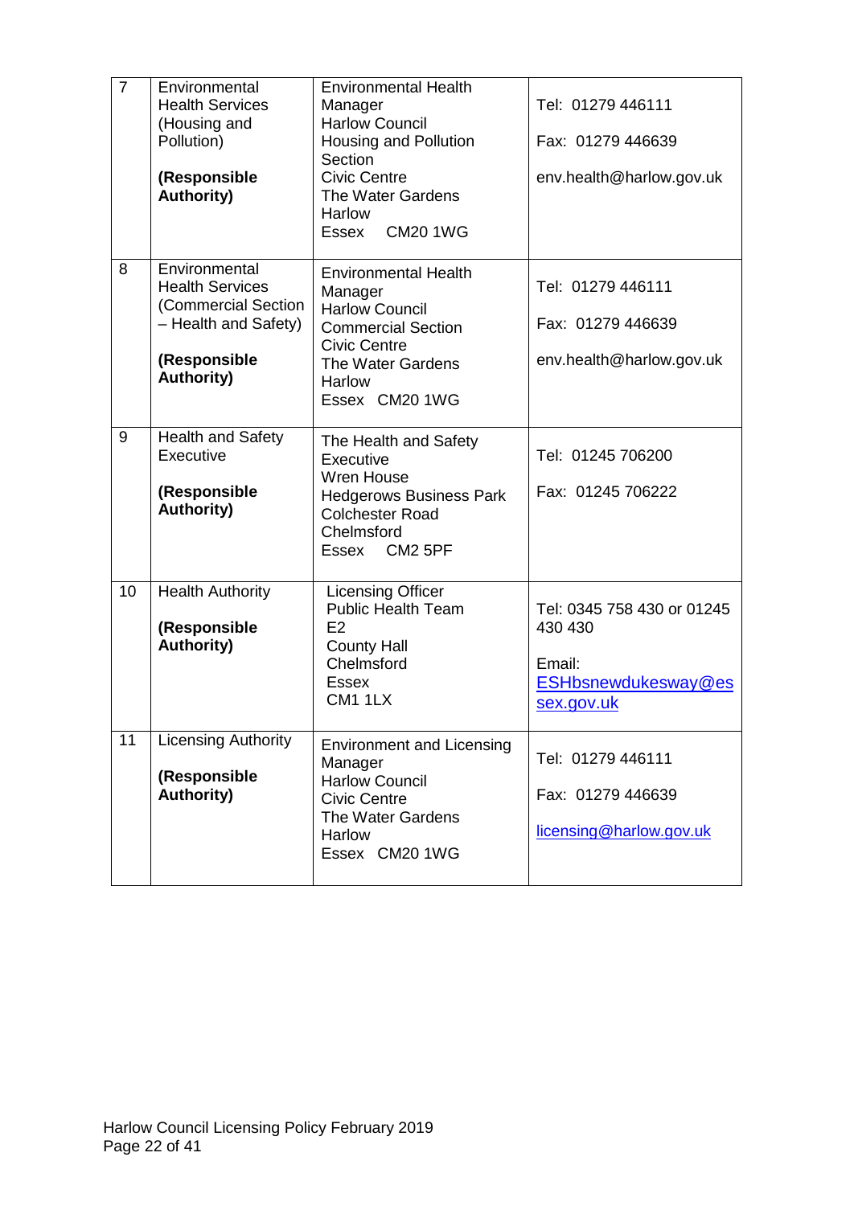| | | | |
|---|---|---|---|
| 7 | Environmental Health Services (Housing and Pollution)<br><br>**(Responsible Authority)** | Environmental Health Manager<br>Harlow Council<br>Housing and Pollution Section<br>Civic Centre<br>The Water Gardens<br>Harlow<br>Essex CM20 1WG | Tel: 01279 446111<br><br>Fax: 01279 446639<br><br>env.health@harlow.gov.uk |
| 8 | Environmental Health Services (Commercial Section – Health and Safety)<br><br>**(Responsible Authority)** | Environmental Health Manager<br>Harlow Council<br>Commercial Section<br>Civic Centre<br>The Water Gardens<br>Harlow<br>Essex CM20 1WG | Tel: 01279 446111<br><br>Fax: 01279 446639<br><br>env.health@harlow.gov.uk |
| 9 | Health and Safety Executive<br><br>**(Responsible Authority)** | The Health and Safety Executive<br>Wren House<br>Hedgerows Business Park<br>Colchester Road<br>Chelmsford<br>Essex CM2 5PF | Tel: 01245 706200<br><br>Fax: 01245 706222 |
| 10 | Health Authority<br><br>**(Responsible Authority)** | Licensing Officer<br>Public Health Team<br>E2<br>County Hall<br>Chelmsford<br>Essex<br>CM1 1LX | Tel: 0345 758 430 or 01245 430 430<br><br>Email:<br>ESHbsnewdukesway@essex.gov.uk |
| 11 | Licensing Authority<br><br>**(Responsible Authority)** | Environment and Licensing Manager<br>Harlow Council<br>Civic Centre<br>The Water Gardens<br>Harlow<br>Essex CM20 1WG | Tel: 01279 446111<br><br>Fax: 01279 446639<br><br>licensing@harlow.gov.uk |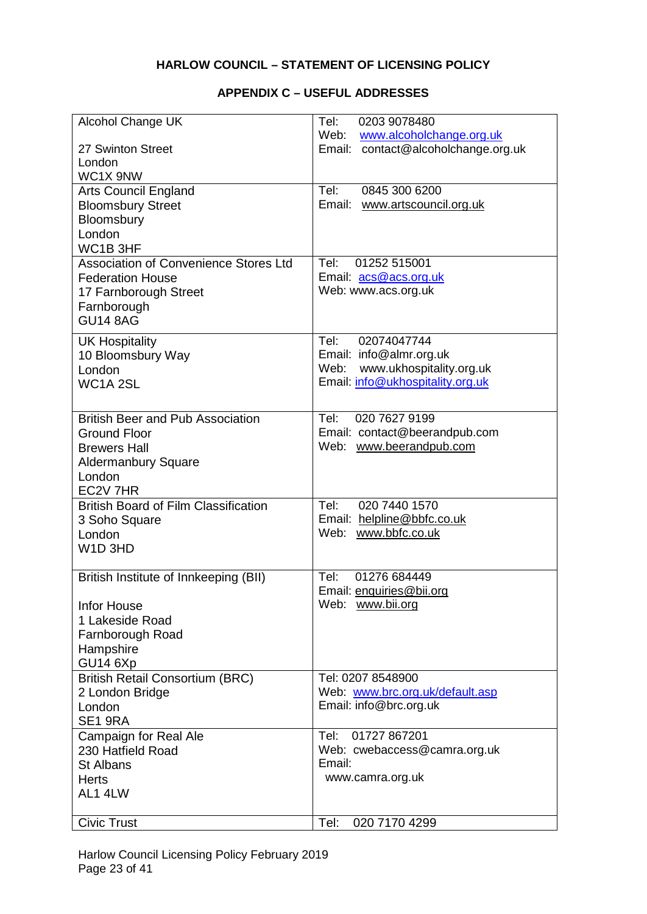**HARLOW COUNCIL – STATEMENT OF LICENSING POLICY**

**APPENDIX C – USEFUL ADDRESSES**

| | |
|---|---|
| Alcohol Change UK<br><br>27 Swinton Street<br>London<br>WC1X 9NW | Tel: 0203 9078480<br>Web: www.alcoholchange.org.uk<br>Email: contact@alcoholchange.org.uk |
| Arts Council England<br>Bloomsbury Street<br>Bloomsbury<br>London<br>WC1B 3HF | Tel: 0845 300 6200<br>Email: www.artscouncil.org.uk |
| Association of Convenience Stores Ltd<br>Federation House<br>17 Farnborough Street<br>Farnborough<br>GU14 8AG | Tel: 01252 515001<br>Email: acs@acs.org.uk<br>Web: www.acs.org.uk |
| UK Hospitality<br>10 Bloomsbury Way<br>London<br>WC1A 2SL | Tel: 02074047744<br>Email: info@almr.org.uk<br>Web: www.ukhospitality.org.uk<br>Email: info@ukhospitality.org.uk |
| British Beer and Pub Association<br>Ground Floor<br>Brewers Hall<br>Aldermanbury Square<br>London<br>EC2V 7HR | Tel: 020 7627 9199<br>Email: contact@beerandpub.com<br>Web: www.beerandpub.com |
| British Board of Film Classification<br>3 Soho Square<br>London<br>W1D 3HD | Tel: 020 7440 1570<br>Email: helpline@bbfc.co.uk<br>Web: www.bbfc.co.uk |
| British Institute of Innkeeping (BII)<br><br>Infor House<br>1 Lakeside Road<br>Farnborough Road<br>Hampshire<br>GU14 6Xp | Tel: 01276 684449<br>Email: enquiries@bii.org<br>Web: www.bii.org |
| British Retail Consortium (BRC)<br>2 London Bridge<br>London<br>SE1 9RA | Tel: 0207 8548900<br>Web: www.brc.org.uk/default.asp<br>Email: info@brc.org.uk |
| Campaign for Real Ale<br>230 Hatfield Road<br>St Albans<br>Herts<br>AL1 4LW | Tel: 01727 867201<br>Web: cwebaccess@camra.org.uk<br>Email:<br>www.camra.org.uk |
| Civic Trust | Tel: 020 7170 4299 |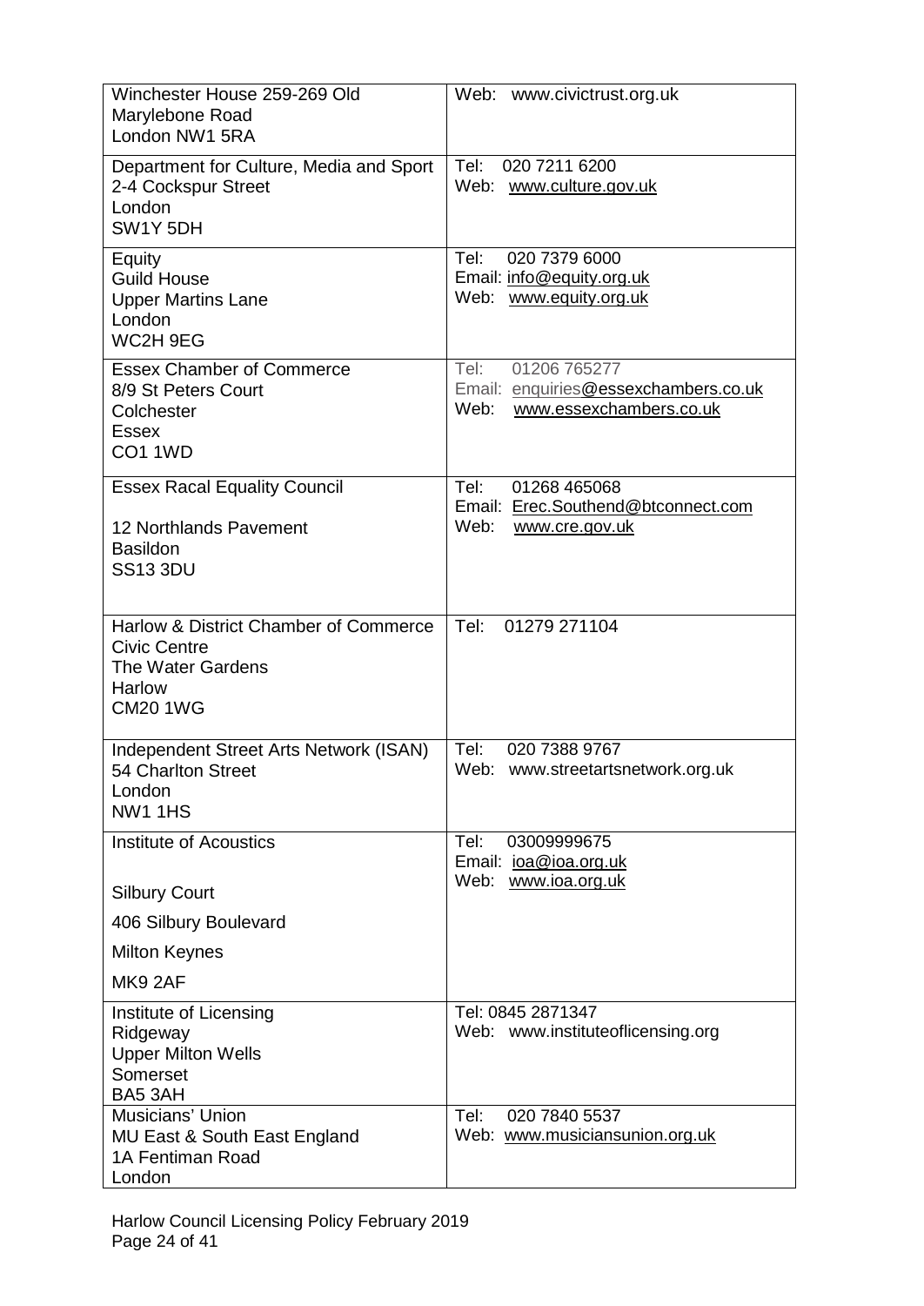| | |
|---|---|
| Winchester House 259-269 Old Marylebone Road London NW1 5RA | Web: www.civictrust.org.uk |
| Department for Culture, Media and Sport 2-4 Cockspur Street London SW1Y 5DH | Tel: 020 7211 6200<br>Web: www.culture.gov.uk |
| Equity Guild House Upper Martins Lane London WC2H 9EG | Tel: 020 7379 6000<br>Email: info@equity.org.uk<br>Web: www.equity.org.uk |
| Essex Chamber of Commerce 8/9 St Peters Court Colchester Essex CO1 1WD | Tel: 01206 765277<br>Email: enquiries@essexchambers.co.uk<br>Web: www.essexchambers.co.uk |
| Essex Racal Equality Council<br>12 Northlands Pavement Basildon SS13 3DU | Tel: 01268 465068<br>Email: Erec.Southend@btconnect.com<br>Web: www.cre.gov.uk |
| Harlow & District Chamber of Commerce Civic Centre The Water Gardens Harlow CM20 1WG | Tel: 01279 271104 |
| Independent Street Arts Network (ISAN) 54 Charlton Street London NW1 1HS | Tel: 020 7388 9767<br>Web: www.streetartsnetwork.org.uk |
| Institute of Acoustics<br>Silbury Court<br>406 Silbury Boulevard<br>Milton Keynes<br>MK9 2AF | Tel: 03009999675<br>Email: ioa@ioa.org.uk<br>Web: www.ioa.org.uk |
| Institute of Licensing Ridgeway Upper Milton Wells Somerset BA5 3AH | Tel: 0845 2871347<br>Web: www.instituteoflicensing.org |
| Musicians' Union MU East & South East England 1A Fentiman Road London | Tel: 020 7840 5537<br>Web: www.musiciansunion.org.uk |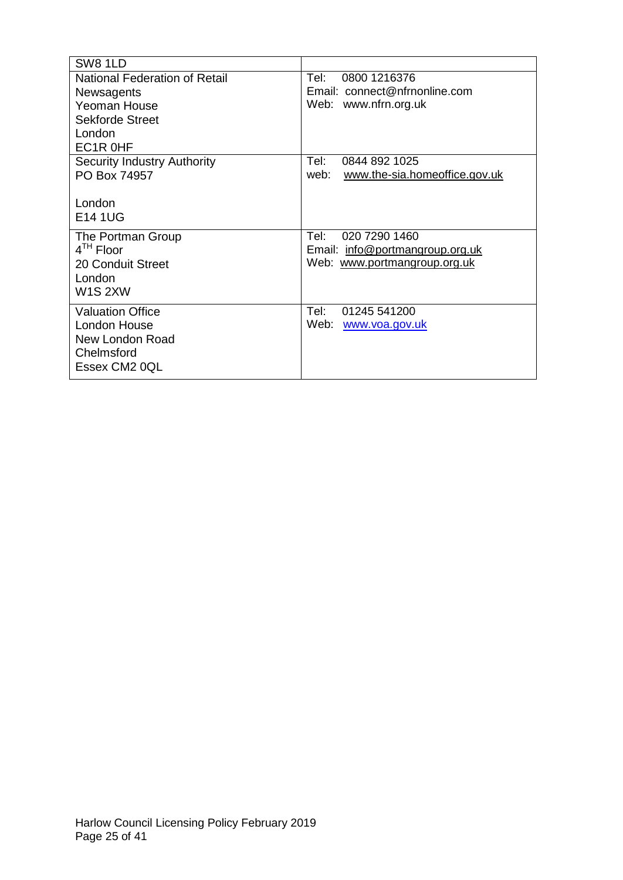| | |
|---|---|
| SW8 1LD | |
| National Federation of Retail Newsagents<br>Yeoman House<br>Sekforde Street<br>London<br>EC1R 0HF | Tel: 0800 1216376<br>Email: connect@nfrnonline.com<br>Web: www.nfrn.org.uk |
| Security Industry Authority<br>PO Box 74957<br><br>London<br>E14 1UG | Tel: 0844 892 1025<br>web: www.the-sia.homeoffice.gov.uk |
| The Portman Group<br>4TH Floor<br>20 Conduit Street<br>London<br>W1S 2XW | Tel: 020 7290 1460<br>Email: info@portmangroup.org.uk<br>Web: www.portmangroup.org.uk |
| Valuation Office<br>London House<br>New London Road<br>Chelmsford<br>Essex CM2 0QL | Tel: 01245 541200<br>Web: www.voa.gov.uk |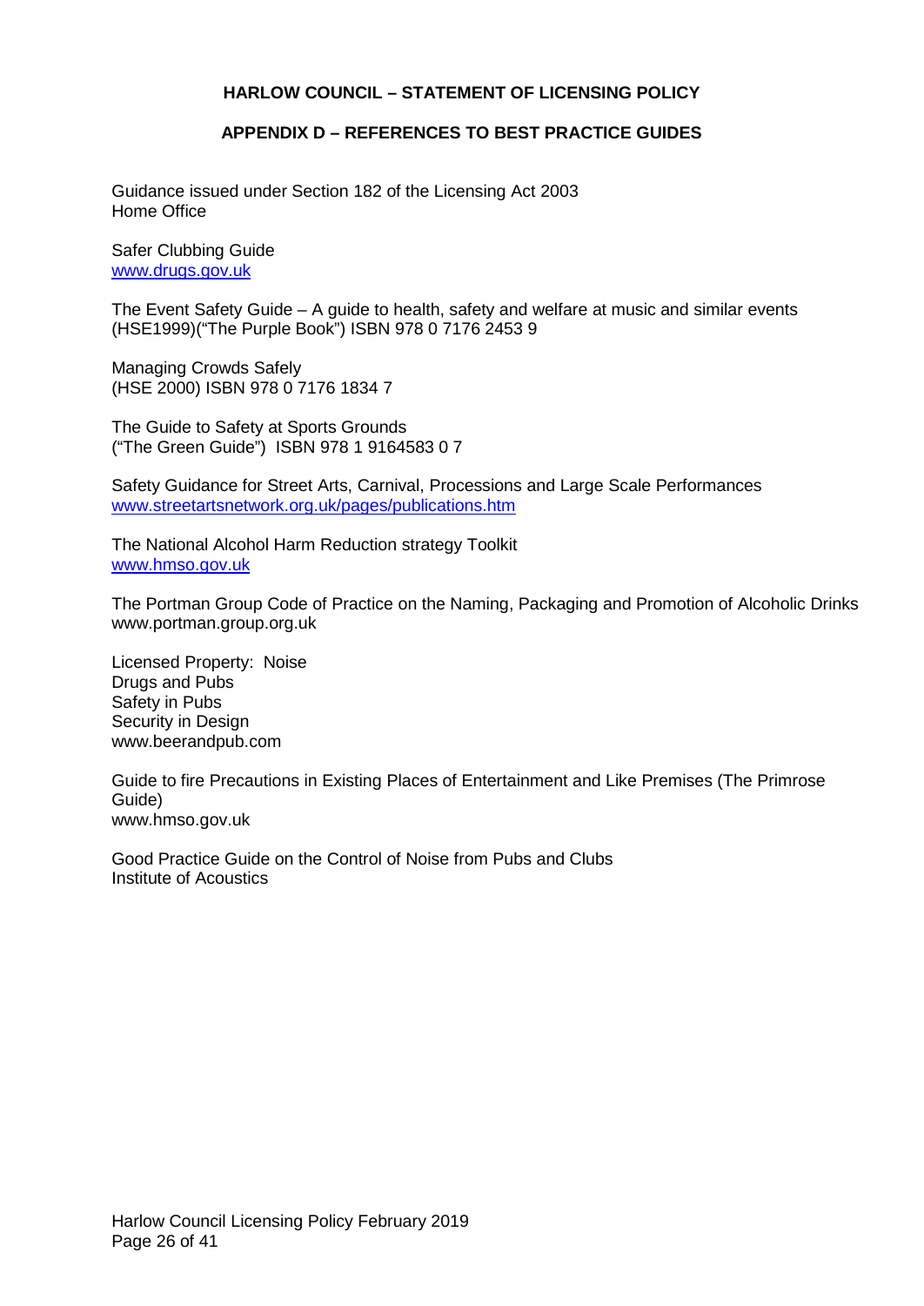**HARLOW COUNCIL – STATEMENT OF LICENSING POLICY**

**APPENDIX D – REFERENCES TO BEST PRACTICE GUIDES**

Guidance issued under Section 182 of the Licensing Act 2003
Home Office

Safer Clubbing Guide
www.drugs.gov.uk

The Event Safety Guide – A guide to health, safety and welfare at music and similar events (HSE1999)("The Purple Book") ISBN 978 0 7176 2453 9

Managing Crowds Safely
(HSE 2000) ISBN 978 0 7176 1834 7

The Guide to Safety at Sports Grounds
("The Green Guide") ISBN 978 1 9164583 0 7

Safety Guidance for Street Arts, Carnival, Processions and Large Scale Performances
www.streetartsnetwork.org.uk/pages/publications.htm

The National Alcohol Harm Reduction strategy Toolkit
www.hmso.gov.uk

The Portman Group Code of Practice on the Naming, Packaging and Promotion of Alcoholic Drinks
www.portman.group.org.uk

Licensed Property: Noise
Drugs and Pubs
Safety in Pubs
Security in Design
www.beerandpub.com

Guide to fire Precautions in Existing Places of Entertainment and Like Premises (The Primrose Guide)
www.hmso.gov.uk

Good Practice Guide on the Control of Noise from Pubs and Clubs
Institute of Acoustics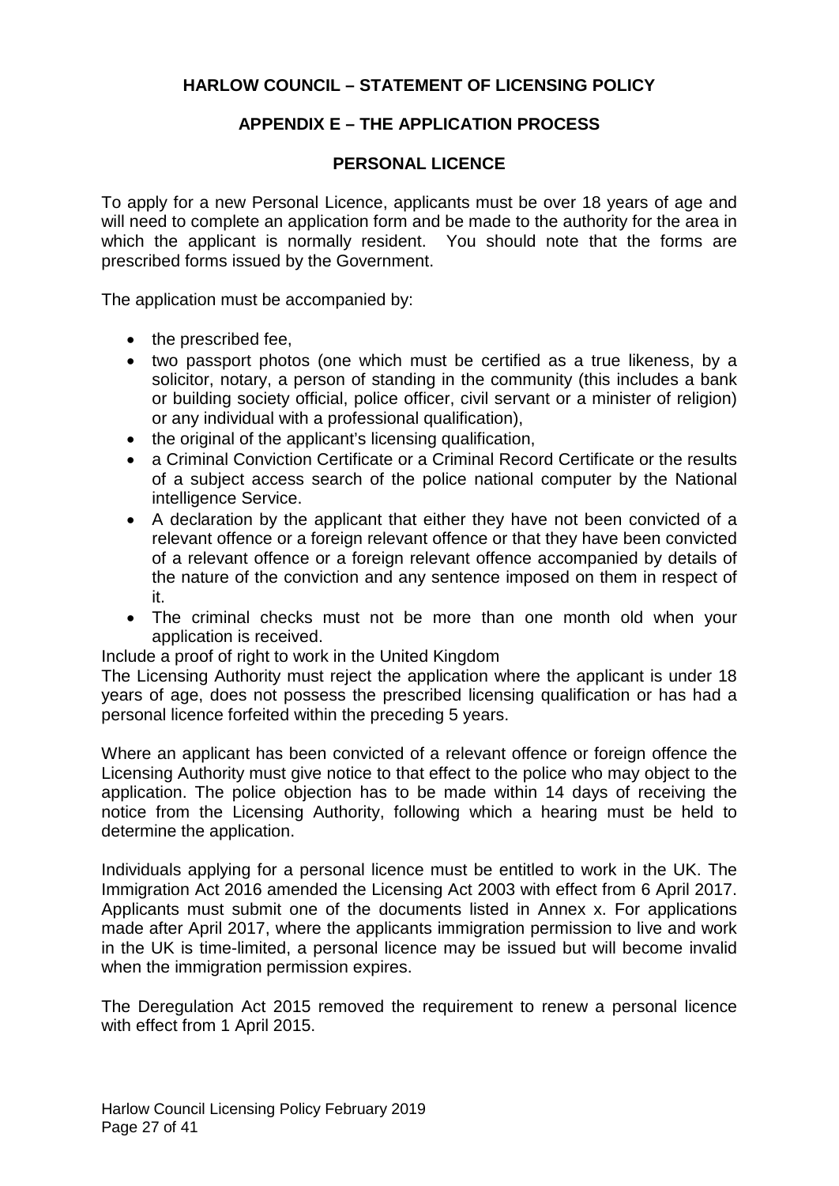# HARLOW COUNCIL – STATEMENT OF LICENSING POLICY

## APPENDIX E – THE APPLICATION PROCESS

### PERSONAL LICENCE

To apply for a new Personal Licence, applicants must be over 18 years of age and will need to complete an application form and be made to the authority for the area in which the applicant is normally resident. You should note that the forms are prescribed forms issued by the Government.

The application must be accompanied by:

- the prescribed fee,
- two passport photos (one which must be certified as a true likeness, by a solicitor, notary, a person of standing in the community (this includes a bank or building society official, police officer, civil servant or a minister of religion) or any individual with a professional qualification),
- the original of the applicant's licensing qualification,
- a Criminal Conviction Certificate or a Criminal Record Certificate or the results of a subject access search of the police national computer by the National intelligence Service.
- A declaration by the applicant that either they have not been convicted of a relevant offence or a foreign relevant offence or that they have been convicted of a relevant offence or a foreign relevant offence accompanied by details of the nature of the conviction and any sentence imposed on them in respect of it.
- The criminal checks must not be more than one month old when your application is received.

Include a proof of right to work in the United Kingdom

The Licensing Authority must reject the application where the applicant is under 18 years of age, does not possess the prescribed licensing qualification or has had a personal licence forfeited within the preceding 5 years.

Where an applicant has been convicted of a relevant offence or foreign offence the Licensing Authority must give notice to that effect to the police who may object to the application. The police objection has to be made within 14 days of receiving the notice from the Licensing Authority, following which a hearing must be held to determine the application.

Individuals applying for a personal licence must be entitled to work in the UK. The Immigration Act 2016 amended the Licensing Act 2003 with effect from 6 April 2017. Applicants must submit one of the documents listed in Annex x. For applications made after April 2017, where the applicants immigration permission to live and work in the UK is time-limited, a personal licence may be issued but will become invalid when the immigration permission expires.

The Deregulation Act 2015 removed the requirement to renew a personal licence with effect from 1 April 2015.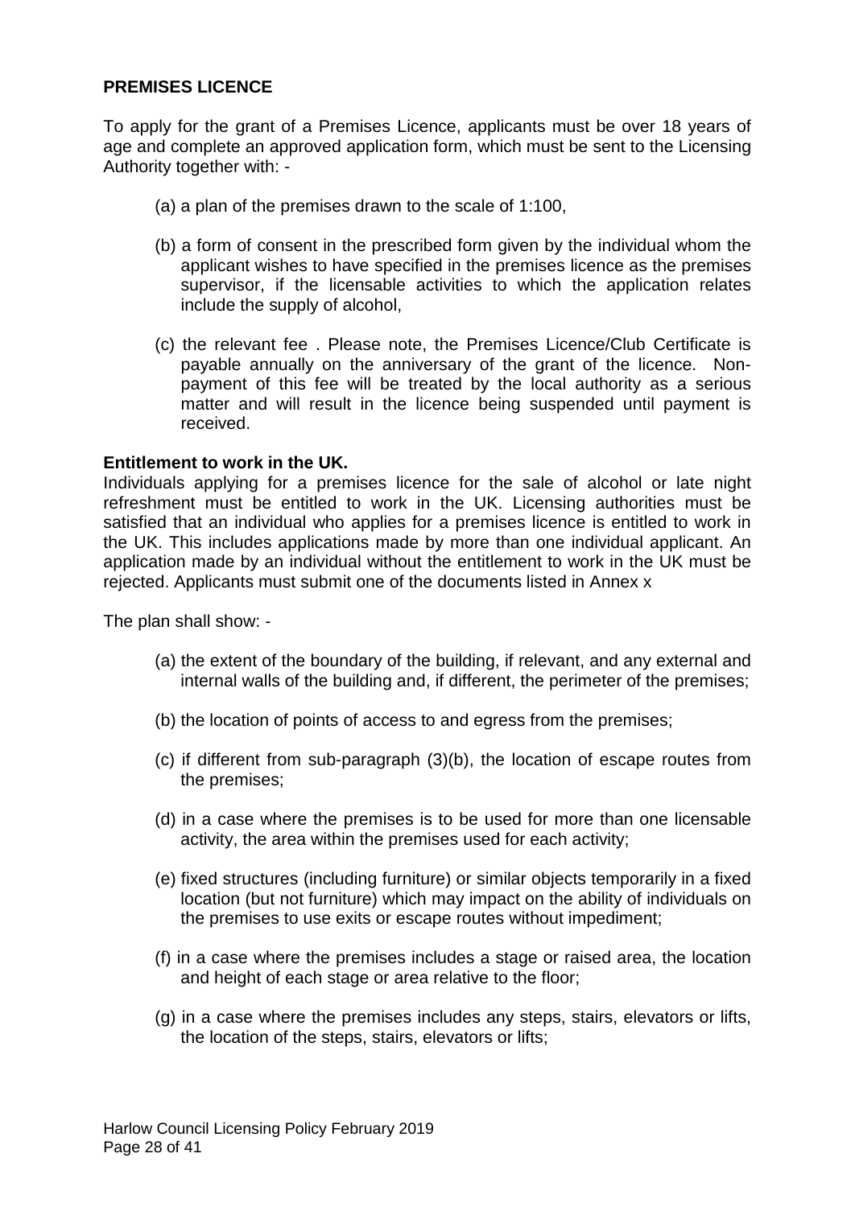**PREMISES LICENCE**

To apply for the grant of a Premises Licence, applicants must be over 18 years of age and complete an approved application form, which must be sent to the Licensing Authority together with: -

(a) a plan of the premises drawn to the scale of 1:100,

(b) a form of consent in the prescribed form given by the individual whom the applicant wishes to have specified in the premises licence as the premises supervisor, if the licensable activities to which the application relates include the supply of alcohol,

(c) the relevant fee . Please note, the Premises Licence/Club Certificate is payable annually on the anniversary of the grant of the licence. Non-payment of this fee will be treated by the local authority as a serious matter and will result in the licence being suspended until payment is received.

**Entitlement to work in the UK.**

Individuals applying for a premises licence for the sale of alcohol or late night refreshment must be entitled to work in the UK. Licensing authorities must be satisfied that an individual who applies for a premises licence is entitled to work in the UK. This includes applications made by more than one individual applicant. An application made by an individual without the entitlement to work in the UK must be rejected. Applicants must submit one of the documents listed in Annex x

The plan shall show: -

(a) the extent of the boundary of the building, if relevant, and any external and internal walls of the building and, if different, the perimeter of the premises;

(b) the location of points of access to and egress from the premises;

(c) if different from sub-paragraph (3)(b), the location of escape routes from the premises;

(d) in a case where the premises is to be used for more than one licensable activity, the area within the premises used for each activity;

(e) fixed structures (including furniture) or similar objects temporarily in a fixed location (but not furniture) which may impact on the ability of individuals on the premises to use exits or escape routes without impediment;

(f) in a case where the premises includes a stage or raised area, the location and height of each stage or area relative to the floor;

(g) in a case where the premises includes any steps, stairs, elevators or lifts, the location of the steps, stairs, elevators or lifts;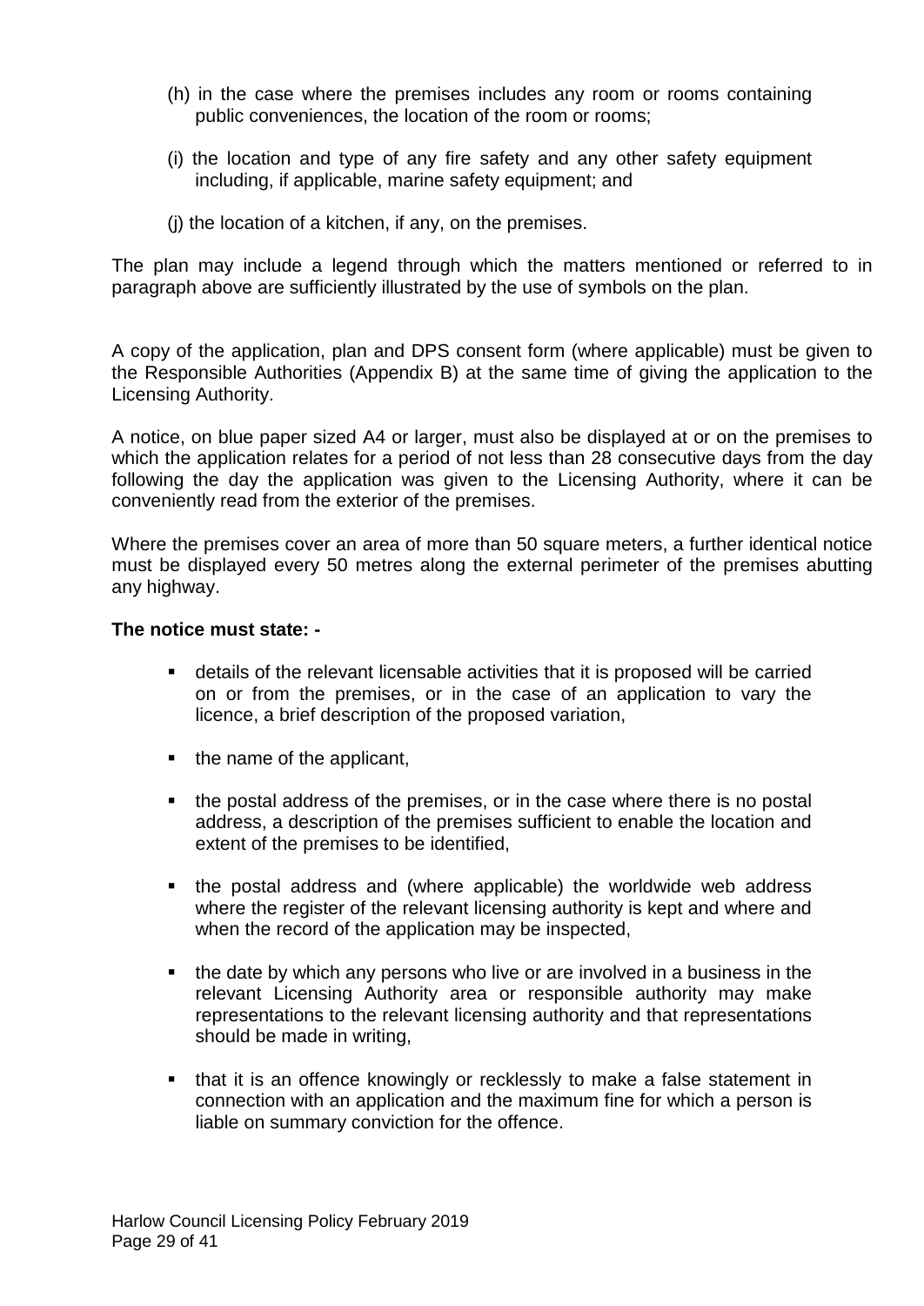(h) in the case where the premises includes any room or rooms containing public conveniences, the location of the room or rooms;

(i) the location and type of any fire safety and any other safety equipment including, if applicable, marine safety equipment; and

(j) the location of a kitchen, if any, on the premises.

The plan may include a legend through which the matters mentioned or referred to in paragraph above are sufficiently illustrated by the use of symbols on the plan.

A copy of the application, plan and DPS consent form (where applicable) must be given to the Responsible Authorities (Appendix B) at the same time of giving the application to the Licensing Authority.

A notice, on blue paper sized A4 or larger, must also be displayed at or on the premises to which the application relates for a period of not less than 28 consecutive days from the day following the day the application was given to the Licensing Authority, where it can be conveniently read from the exterior of the premises.

Where the premises cover an area of more than 50 square meters, a further identical notice must be displayed every 50 metres along the external perimeter of the premises abutting any highway.

**The notice must state: -**

- details of the relevant licensable activities that it is proposed will be carried on or from the premises, or in the case of an application to vary the licence, a brief description of the proposed variation,
- the name of the applicant,
- the postal address of the premises, or in the case where there is no postal address, a description of the premises sufficient to enable the location and extent of the premises to be identified,
- the postal address and (where applicable) the worldwide web address where the register of the relevant licensing authority is kept and where and when the record of the application may be inspected,
- the date by which any persons who live or are involved in a business in the relevant Licensing Authority area or responsible authority may make representations to the relevant licensing authority and that representations should be made in writing,
- that it is an offence knowingly or recklessly to make a false statement in connection with an application and the maximum fine for which a person is liable on summary conviction for the offence.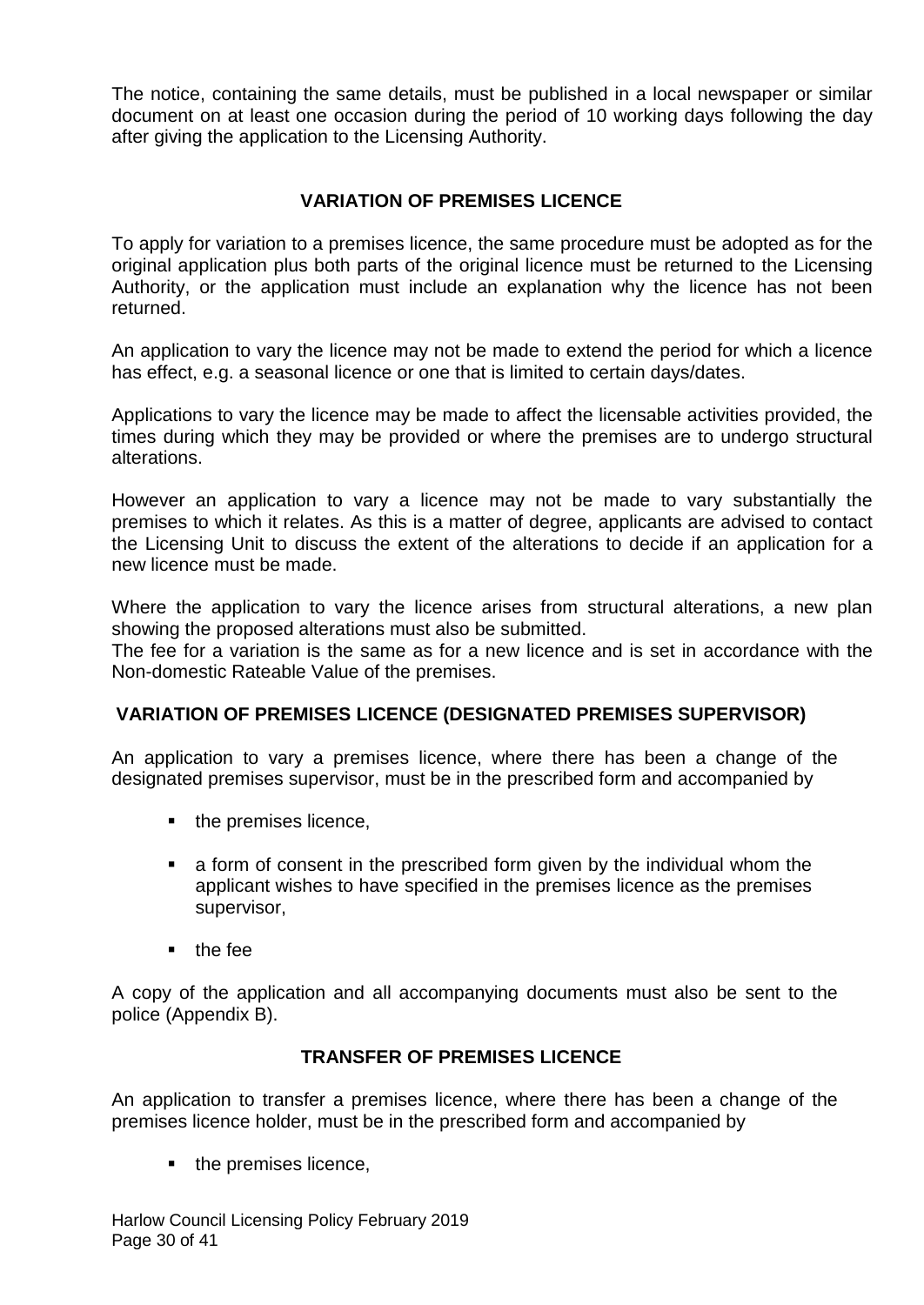The notice, containing the same details, must be published in a local newspaper or similar document on at least one occasion during the period of 10 working days following the day after giving the application to the Licensing Authority.

## VARIATION OF PREMISES LICENCE

To apply for variation to a premises licence, the same procedure must be adopted as for the original application plus both parts of the original licence must be returned to the Licensing Authority, or the application must include an explanation why the licence has not been returned.

An application to vary the licence may not be made to extend the period for which a licence has effect, e.g. a seasonal licence or one that is limited to certain days/dates.

Applications to vary the licence may be made to affect the licensable activities provided, the times during which they may be provided or where the premises are to undergo structural alterations.

However an application to vary a licence may not be made to vary substantially the premises to which it relates. As this is a matter of degree, applicants are advised to contact the Licensing Unit to discuss the extent of the alterations to decide if an application for a new licence must be made.

Where the application to vary the licence arises from structural alterations, a new plan showing the proposed alterations must also be submitted.
The fee for a variation is the same as for a new licence and is set in accordance with the Non-domestic Rateable Value of the premises.

## VARIATION OF PREMISES LICENCE (DESIGNATED PREMISES SUPERVISOR)

An application to vary a premises licence, where there has been a change of the designated premises supervisor, must be in the prescribed form and accompanied by

- the premises licence,
- a form of consent in the prescribed form given by the individual whom the applicant wishes to have specified in the premises licence as the premises supervisor,
- the fee

A copy of the application and all accompanying documents must also be sent to the police (Appendix B).

## TRANSFER OF PREMISES LICENCE

An application to transfer a premises licence, where there has been a change of the premises licence holder, must be in the prescribed form and accompanied by

- the premises licence,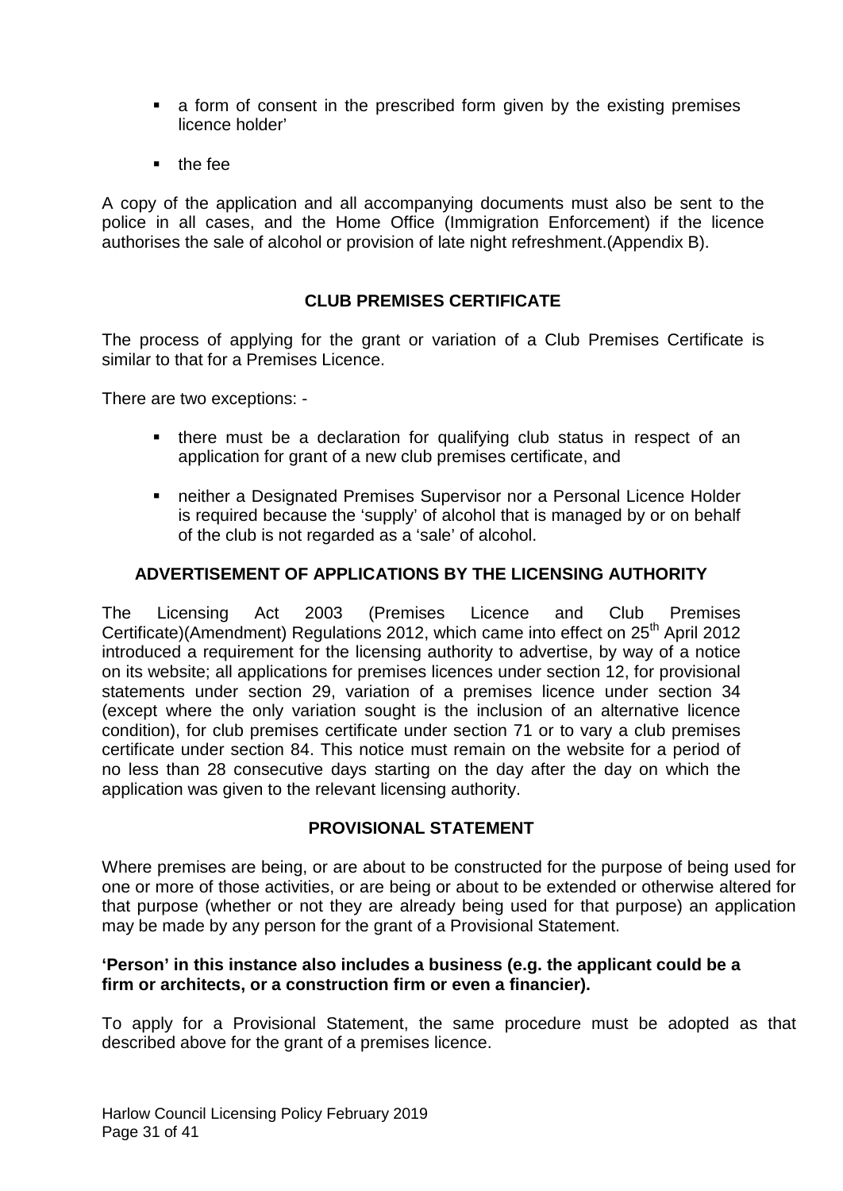- a form of consent in the prescribed form given by the existing premises licence holder'
- the fee

A copy of the application and all accompanying documents must also be sent to the police in all cases, and the Home Office (Immigration Enforcement) if the licence authorises the sale of alcohol or provision of late night refreshment.(Appendix B).

## CLUB PREMISES CERTIFICATE

The process of applying for the grant or variation of a Club Premises Certificate is similar to that for a Premises Licence.

There are two exceptions: -

- there must be a declaration for qualifying club status in respect of an application for grant of a new club premises certificate, and
- neither a Designated Premises Supervisor nor a Personal Licence Holder is required because the 'supply' of alcohol that is managed by or on behalf of the club is not regarded as a 'sale' of alcohol.

## ADVERTISEMENT OF APPLICATIONS BY THE LICENSING AUTHORITY

The Licensing Act 2003 (Premises Licence and Club Premises Certificate)(Amendment) Regulations 2012, which came into effect on 25th April 2012 introduced a requirement for the licensing authority to advertise, by way of a notice on its website; all applications for premises licences under section 12, for provisional statements under section 29, variation of a premises licence under section 34 (except where the only variation sought is the inclusion of an alternative licence condition), for club premises certificate under section 71 or to vary a club premises certificate under section 84. This notice must remain on the website for a period of no less than 28 consecutive days starting on the day after the day on which the application was given to the relevant licensing authority.

## PROVISIONAL STATEMENT

Where premises are being, or are about to be constructed for the purpose of being used for one or more of those activities, or are being or about to be extended or otherwise altered for that purpose (whether or not they are already being used for that purpose) an application may be made by any person for the grant of a Provisional Statement.

**'Person' in this instance also includes a business (e.g. the applicant could be a firm or architects, or a construction firm or even a financier).**

To apply for a Provisional Statement, the same procedure must be adopted as that described above for the grant of a premises licence.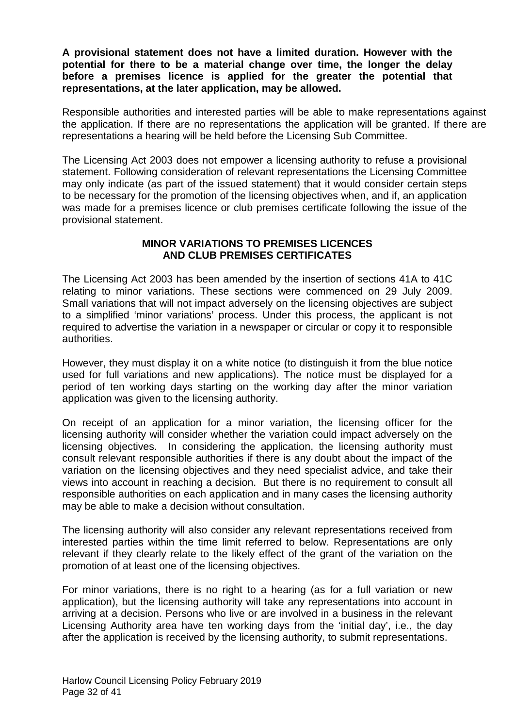**A provisional statement does not have a limited duration. However with the potential for there to be a material change over time, the longer the delay before a premises licence is applied for the greater the potential that representations, at the later application, may be allowed.**

Responsible authorities and interested parties will be able to make representations against the application. If there are no representations the application will be granted. If there are representations a hearing will be held before the Licensing Sub Committee.

The Licensing Act 2003 does not empower a licensing authority to refuse a provisional statement. Following consideration of relevant representations the Licensing Committee may only indicate (as part of the issued statement) that it would consider certain steps to be necessary for the promotion of the licensing objectives when, and if, an application was made for a premises licence or club premises certificate following the issue of the provisional statement.

## MINOR VARIATIONS TO PREMISES LICENCES AND CLUB PREMISES CERTIFICATES

The Licensing Act 2003 has been amended by the insertion of sections 41A to 41C relating to minor variations. These sections were commenced on 29 July 2009. Small variations that will not impact adversely on the licensing objectives are subject to a simplified 'minor variations' process. Under this process, the applicant is not required to advertise the variation in a newspaper or circular or copy it to responsible authorities.

However, they must display it on a white notice (to distinguish it from the blue notice used for full variations and new applications). The notice must be displayed for a period of ten working days starting on the working day after the minor variation application was given to the licensing authority.

On receipt of an application for a minor variation, the licensing officer for the licensing authority will consider whether the variation could impact adversely on the licensing objectives. In considering the application, the licensing authority must consult relevant responsible authorities if there is any doubt about the impact of the variation on the licensing objectives and they need specialist advice, and take their views into account in reaching a decision. But there is no requirement to consult all responsible authorities on each application and in many cases the licensing authority may be able to make a decision without consultation.

The licensing authority will also consider any relevant representations received from interested parties within the time limit referred to below. Representations are only relevant if they clearly relate to the likely effect of the grant of the variation on the promotion of at least one of the licensing objectives.

For minor variations, there is no right to a hearing (as for a full variation or new application), but the licensing authority will take any representations into account in arriving at a decision. Persons who live or are involved in a business in the relevant Licensing Authority area have ten working days from the 'initial day', i.e., the day after the application is received by the licensing authority, to submit representations.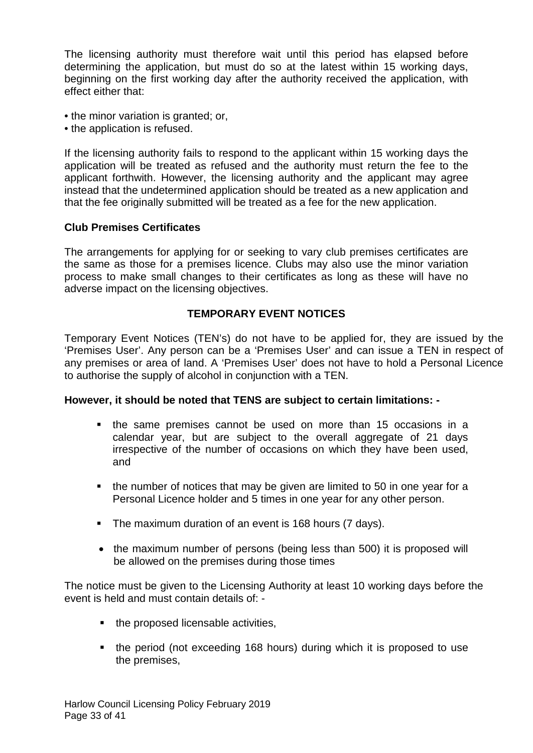The licensing authority must therefore wait until this period has elapsed before determining the application, but must do so at the latest within 15 working days, beginning on the first working day after the authority received the application, with effect either that:

- the minor variation is granted; or,
- the application is refused.

If the licensing authority fails to respond to the applicant within 15 working days the application will be treated as refused and the authority must return the fee to the applicant forthwith. However, the licensing authority and the applicant may agree instead that the undetermined application should be treated as a new application and that the fee originally submitted will be treated as a fee for the new application.

**Club Premises Certificates**

The arrangements for applying for or seeking to vary club premises certificates are the same as those for a premises licence. Clubs may also use the minor variation process to make small changes to their certificates as long as these will have no adverse impact on the licensing objectives.

## TEMPORARY EVENT NOTICES

Temporary Event Notices (TEN's) do not have to be applied for, they are issued by the 'Premises User'. Any person can be a 'Premises User' and can issue a TEN in respect of any premises or area of land. A 'Premises User' does not have to hold a Personal Licence to authorise the supply of alcohol in conjunction with a TEN.

**However, it should be noted that TENS are subject to certain limitations: -**

- the same premises cannot be used on more than 15 occasions in a calendar year, but are subject to the overall aggregate of 21 days irrespective of the number of occasions on which they have been used, and
- the number of notices that may be given are limited to 50 in one year for a Personal Licence holder and 5 times in one year for any other person.
- The maximum duration of an event is 168 hours (7 days).
- the maximum number of persons (being less than 500) it is proposed will be allowed on the premises during those times

The notice must be given to the Licensing Authority at least 10 working days before the event is held and must contain details of: -

- the proposed licensable activities,
- the period (not exceeding 168 hours) during which it is proposed to use the premises,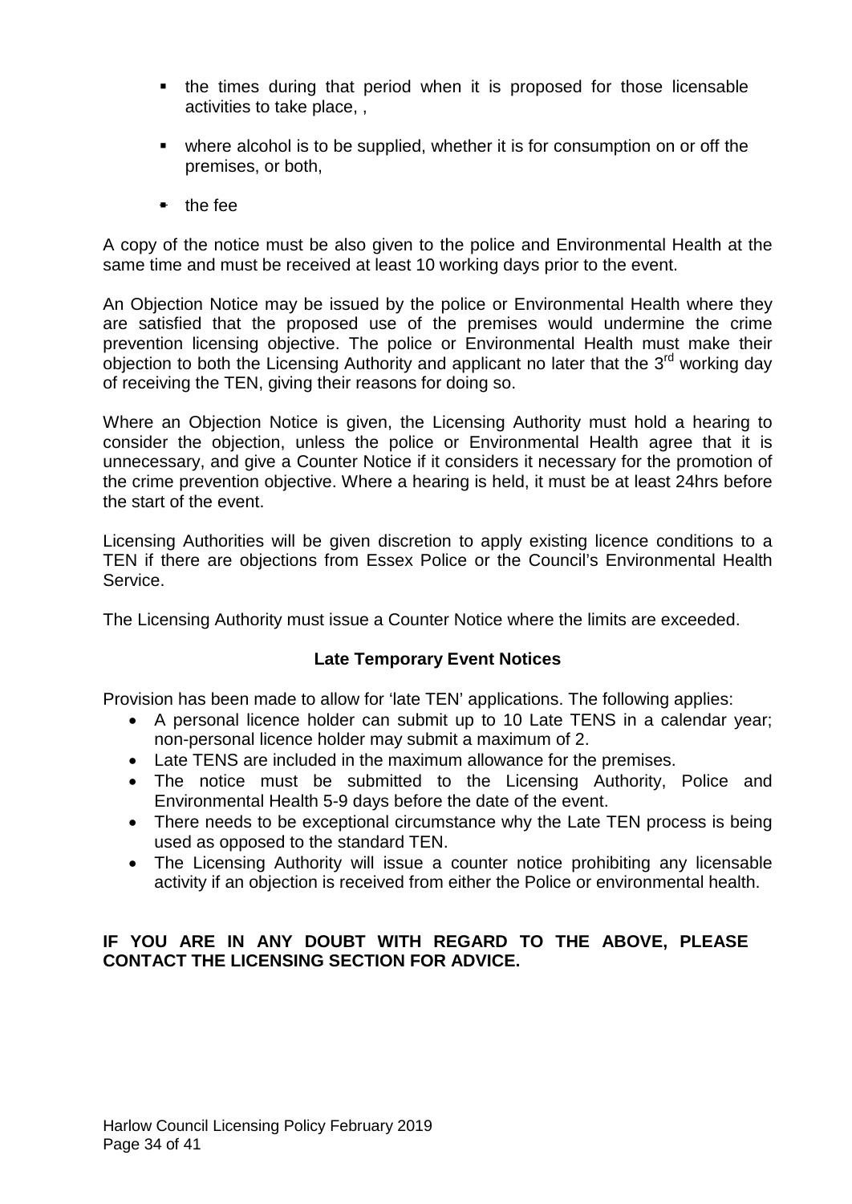- the times during that period when it is proposed for those licensable activities to take place, ,
- where alcohol is to be supplied, whether it is for consumption on or off the premises, or both,
- the fee

A copy of the notice must be also given to the police and Environmental Health at the same time and must be received at least 10 working days prior to the event.

An Objection Notice may be issued by the police or Environmental Health where they are satisfied that the proposed use of the premises would undermine the crime prevention licensing objective. The police or Environmental Health must make their objection to both the Licensing Authority and applicant no later that the 3rd working day of receiving the TEN, giving their reasons for doing so.

Where an Objection Notice is given, the Licensing Authority must hold a hearing to consider the objection, unless the police or Environmental Health agree that it is unnecessary, and give a Counter Notice if it considers it necessary for the promotion of the crime prevention objective. Where a hearing is held, it must be at least 24hrs before the start of the event.

Licensing Authorities will be given discretion to apply existing licence conditions to a TEN if there are objections from Essex Police or the Council's Environmental Health Service.

The Licensing Authority must issue a Counter Notice where the limits are exceeded.

**Late Temporary Event Notices**

Provision has been made to allow for 'late TEN' applications. The following applies:

- A personal licence holder can submit up to 10 Late TENS in a calendar year; non-personal licence holder may submit a maximum of 2.
- Late TENS are included in the maximum allowance for the premises.
- The notice must be submitted to the Licensing Authority, Police and Environmental Health 5-9 days before the date of the event.
- There needs to be exceptional circumstance why the Late TEN process is being used as opposed to the standard TEN.
- The Licensing Authority will issue a counter notice prohibiting any licensable activity if an objection is received from either the Police or environmental health.

**IF YOU ARE IN ANY DOUBT WITH REGARD TO THE ABOVE, PLEASE CONTACT THE LICENSING SECTION FOR ADVICE.**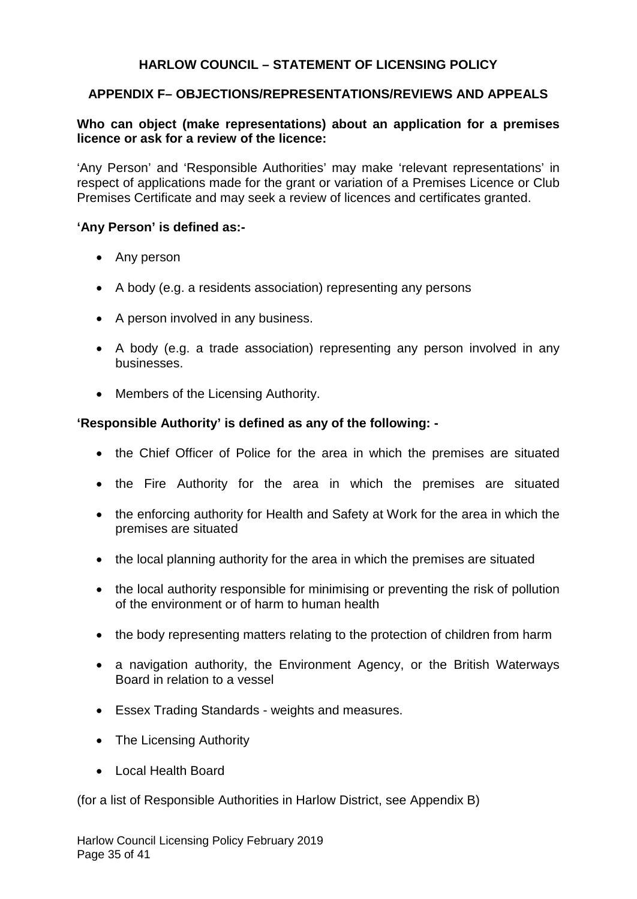**HARLOW COUNCIL – STATEMENT OF LICENSING POLICY**

## APPENDIX F– OBJECTIONS/REPRESENTATIONS/REVIEWS AND APPEALS

### Who can object (make representations) about an application for a premises licence or ask for a review of the licence:

'Any Person' and 'Responsible Authorities' may make 'relevant representations' in respect of applications made for the grant or variation of a Premises Licence or Club Premises Certificate and may seek a review of licences and certificates granted.

### 'Any Person' is defined as:-

- Any person
- A body (e.g. a residents association) representing any persons
- A person involved in any business.
- A body (e.g. a trade association) representing any person involved in any businesses.
- Members of the Licensing Authority.

### 'Responsible Authority' is defined as any of the following: -

- the Chief Officer of Police for the area in which the premises are situated
- the Fire Authority for the area in which the premises are situated
- the enforcing authority for Health and Safety at Work for the area in which the premises are situated
- the local planning authority for the area in which the premises are situated
- the local authority responsible for minimising or preventing the risk of pollution of the environment or of harm to human health
- the body representing matters relating to the protection of children from harm
- a navigation authority, the Environment Agency, or the British Waterways Board in relation to a vessel
- Essex Trading Standards - weights and measures.
- The Licensing Authority
- Local Health Board

(for a list of Responsible Authorities in Harlow District, see Appendix B)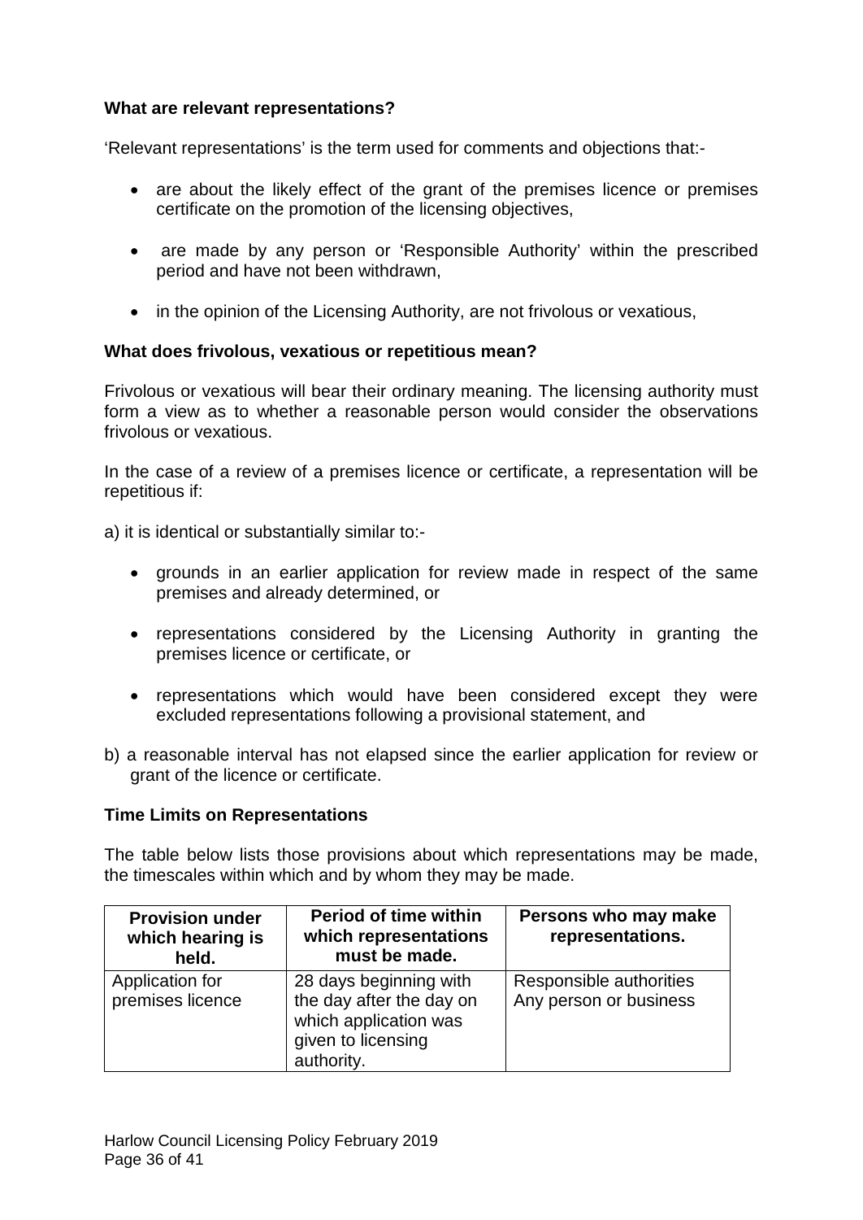**What are relevant representations?**

'Relevant representations' is the term used for comments and objections that:-

- are about the likely effect of the grant of the premises licence or premises certificate on the promotion of the licensing objectives,
- are made by any person or 'Responsible Authority' within the prescribed period and have not been withdrawn,
- in the opinion of the Licensing Authority, are not frivolous or vexatious,

**What does frivolous, vexatious or repetitious mean?**

Frivolous or vexatious will bear their ordinary meaning. The licensing authority must form a view as to whether a reasonable person would consider the observations frivolous or vexatious.

In the case of a review of a premises licence or certificate, a representation will be repetitious if:

a) it is identical or substantially similar to:-

- grounds in an earlier application for review made in respect of the same premises and already determined, or
- representations considered by the Licensing Authority in granting the premises licence or certificate, or
- representations which would have been considered except they were excluded representations following a provisional statement, and

b) a reasonable interval has not elapsed since the earlier application for review or grant of the licence or certificate.

**Time Limits on Representations**

The table below lists those provisions about which representations may be made, the timescales within which and by whom they may be made.

| Provision under which hearing is held. | Period of time within which representations must be made. | Persons who may make representations. |
|---|---|---|
| Application for premises licence | 28 days beginning with the day after the day on which application was given to licensing authority. | Responsible authorities<br>Any person or business |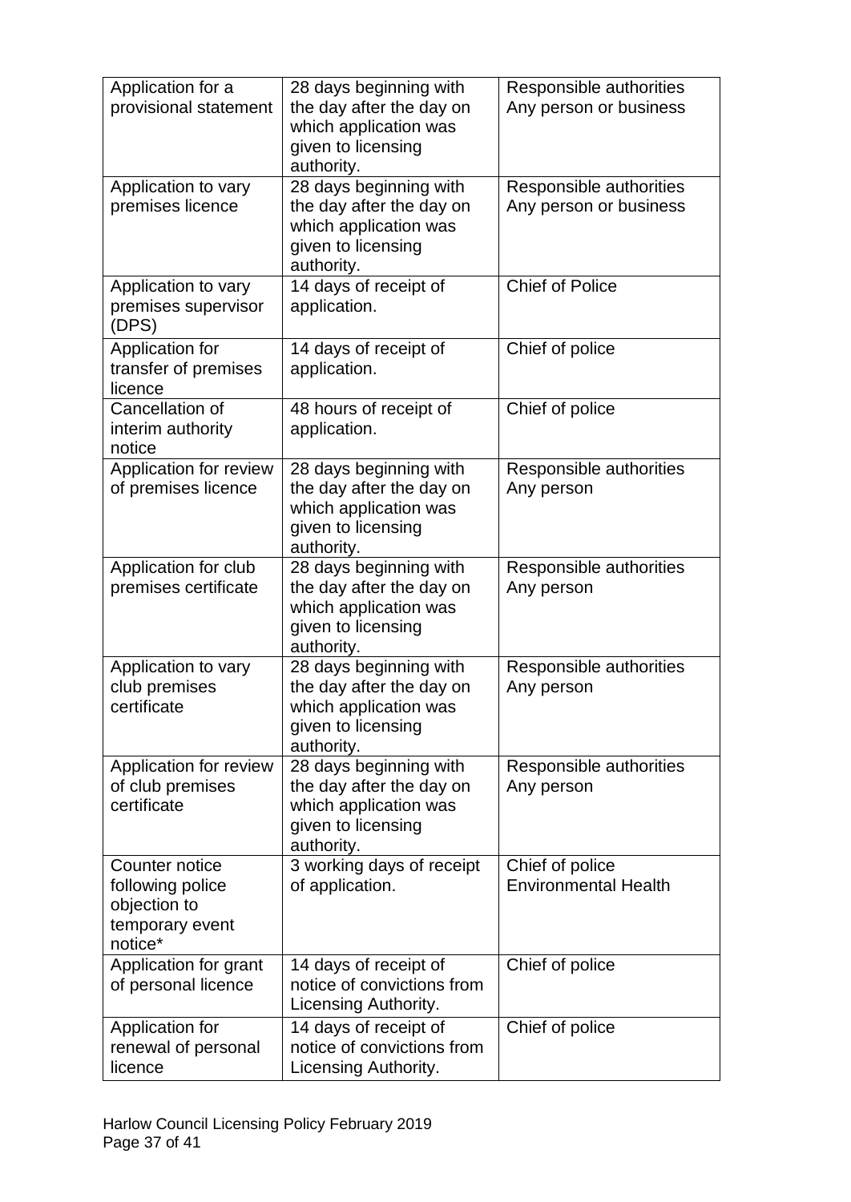| Application for a provisional statement | 28 days beginning with the day after the day on which application was given to licensing authority. | Responsible authorities Any person or business |
|---|---|---|
| Application to vary premises licence | 28 days beginning with the day after the day on which application was given to licensing authority. | Responsible authorities Any person or business |
| Application to vary premises supervisor (DPS) | 14 days of receipt of application. | Chief of Police |
| Application for transfer of premises licence | 14 days of receipt of application. | Chief of police |
| Cancellation of interim authority notice | 48 hours of receipt of application. | Chief of police |
| Application for review of premises licence | 28 days beginning with the day after the day on which application was given to licensing authority. | Responsible authorities Any person |
| Application for club premises certificate | 28 days beginning with the day after the day on which application was given to licensing authority. | Responsible authorities Any person |
| Application to vary club premises certificate | 28 days beginning with the day after the day on which application was given to licensing authority. | Responsible authorities Any person |
| Application for review of club premises certificate | 28 days beginning with the day after the day on which application was given to licensing authority. | Responsible authorities Any person |
| Counter notice following police objection to temporary event notice* | 3 working days of receipt of application. | Chief of police Environmental Health |
| Application for grant of personal licence | 14 days of receipt of notice of convictions from Licensing Authority. | Chief of police |
| Application for renewal of personal licence | 14 days of receipt of notice of convictions from Licensing Authority. | Chief of police |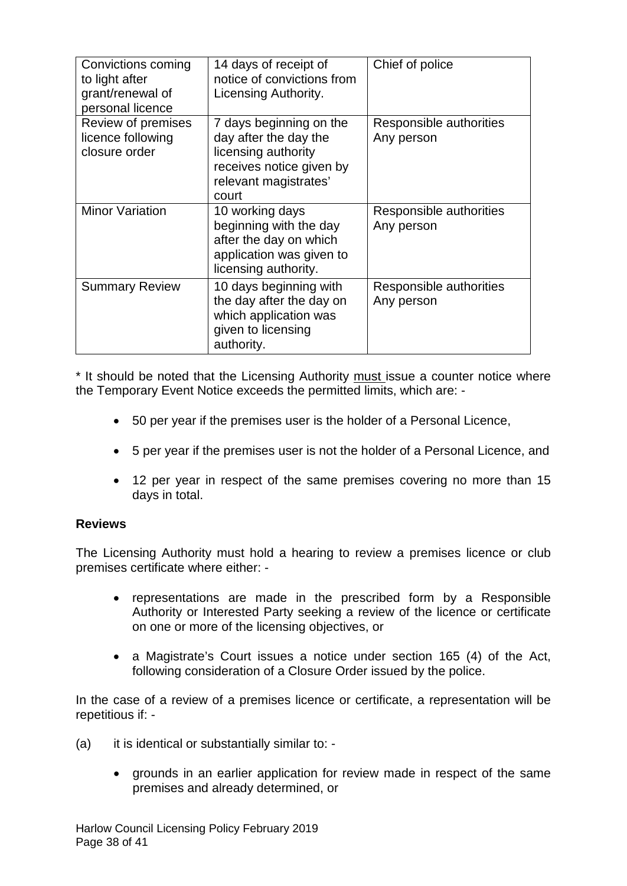| Convictions coming to light after grant/renewal of personal licence | 14 days of receipt of notice of convictions from Licensing Authority. | Chief of police |
|---|---|---|
| Review of premises licence following closure order | 7 days beginning on the day after the day the licensing authority receives notice given by relevant magistrates' court | Responsible authorities<br>Any person |
| Minor Variation | 10 working days beginning with the day after the day on which application was given to licensing authority. | Responsible authorities<br>Any person |
| Summary Review | 10 days beginning with the day after the day on which application was given to licensing authority. | Responsible authorities<br>Any person |

* It should be noted that the Licensing Authority <u>must</u> issue a counter notice where the Temporary Event Notice exceeds the permitted limits, which are: -

- 50 per year if the premises user is the holder of a Personal Licence,
- 5 per year if the premises user is not the holder of a Personal Licence, and
- 12 per year in respect of the same premises covering no more than 15 days in total.

**Reviews**

The Licensing Authority must hold a hearing to review a premises licence or club premises certificate where either: -

- representations are made in the prescribed form by a Responsible Authority or Interested Party seeking a review of the licence or certificate on one or more of the licensing objectives, or
- a Magistrate's Court issues a notice under section 165 (4) of the Act, following consideration of a Closure Order issued by the police.

In the case of a review of a premises licence or certificate, a representation will be repetitious if: -

(a) it is identical or substantially similar to: -

- grounds in an earlier application for review made in respect of the same premises and already determined, or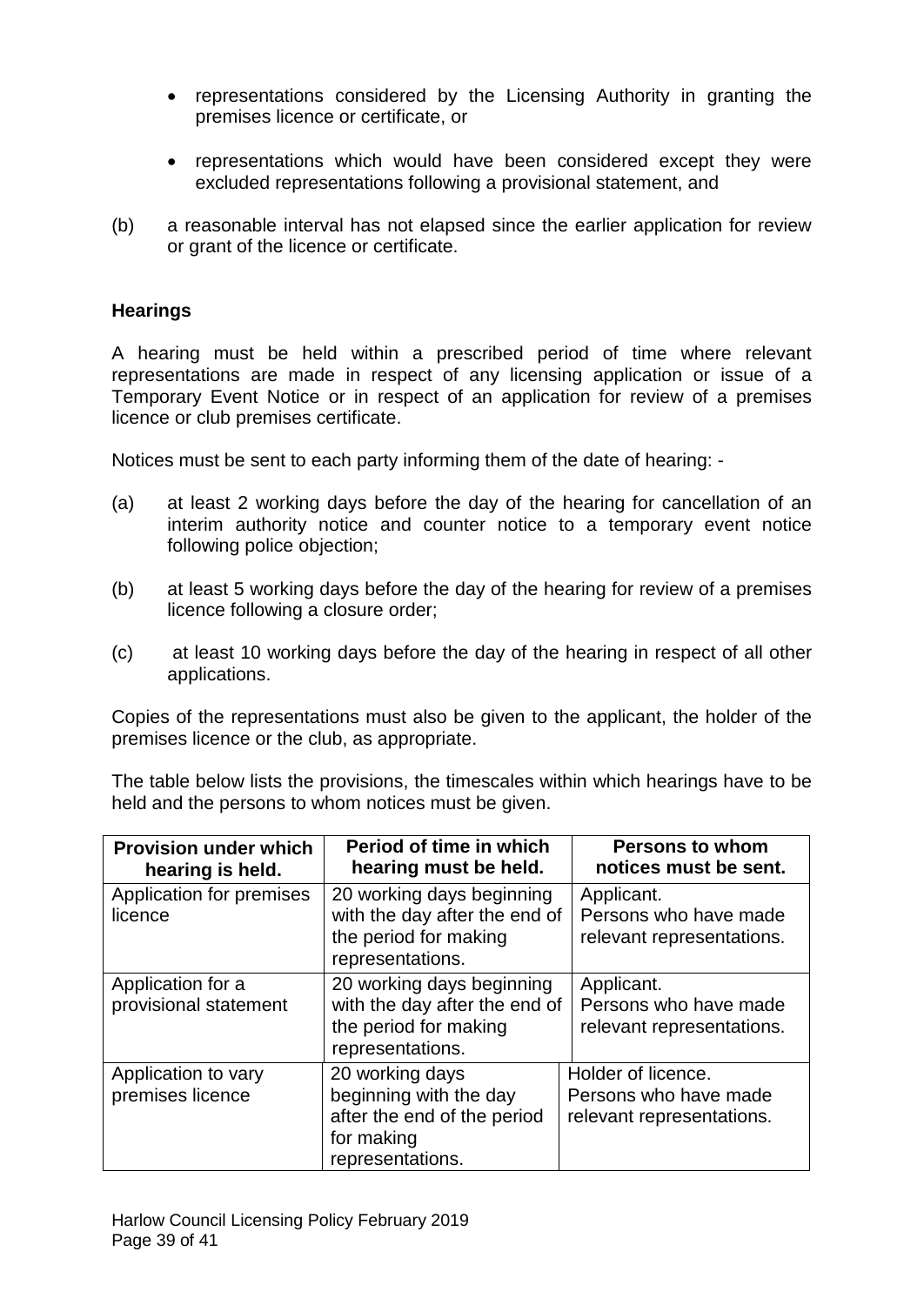- representations considered by the Licensing Authority in granting the premises licence or certificate, or

- representations which would have been considered except they were excluded representations following a provisional statement, and

(b) a reasonable interval has not elapsed since the earlier application for review or grant of the licence or certificate.

**Hearings**

A hearing must be held within a prescribed period of time where relevant representations are made in respect of any licensing application or issue of a Temporary Event Notice or in respect of an application for review of a premises licence or club premises certificate.

Notices must be sent to each party informing them of the date of hearing: -

(a) at least 2 working days before the day of the hearing for cancellation of an interim authority notice and counter notice to a temporary event notice following police objection;

(b) at least 5 working days before the day of the hearing for review of a premises licence following a closure order;

(c) at least 10 working days before the day of the hearing in respect of all other applications.

Copies of the representations must also be given to the applicant, the holder of the premises licence or the club, as appropriate.

The table below lists the provisions, the timescales within which hearings have to be held and the persons to whom notices must be given.

| Provision under which hearing is held. | Period of time in which hearing must be held. | Persons to whom notices must be sent. |
|---|---|---|
| Application for premises licence | 20 working days beginning with the day after the end of the period for making representations. | Applicant.<br>Persons who have made relevant representations. |
| Application for a provisional statement | 20 working days beginning with the day after the end of the period for making representations. | Applicant.<br>Persons who have made relevant representations. |
| Application to vary premises licence | 20 working days beginning with the day after the end of the period for making representations. | Holder of licence.<br>Persons who have made relevant representations. |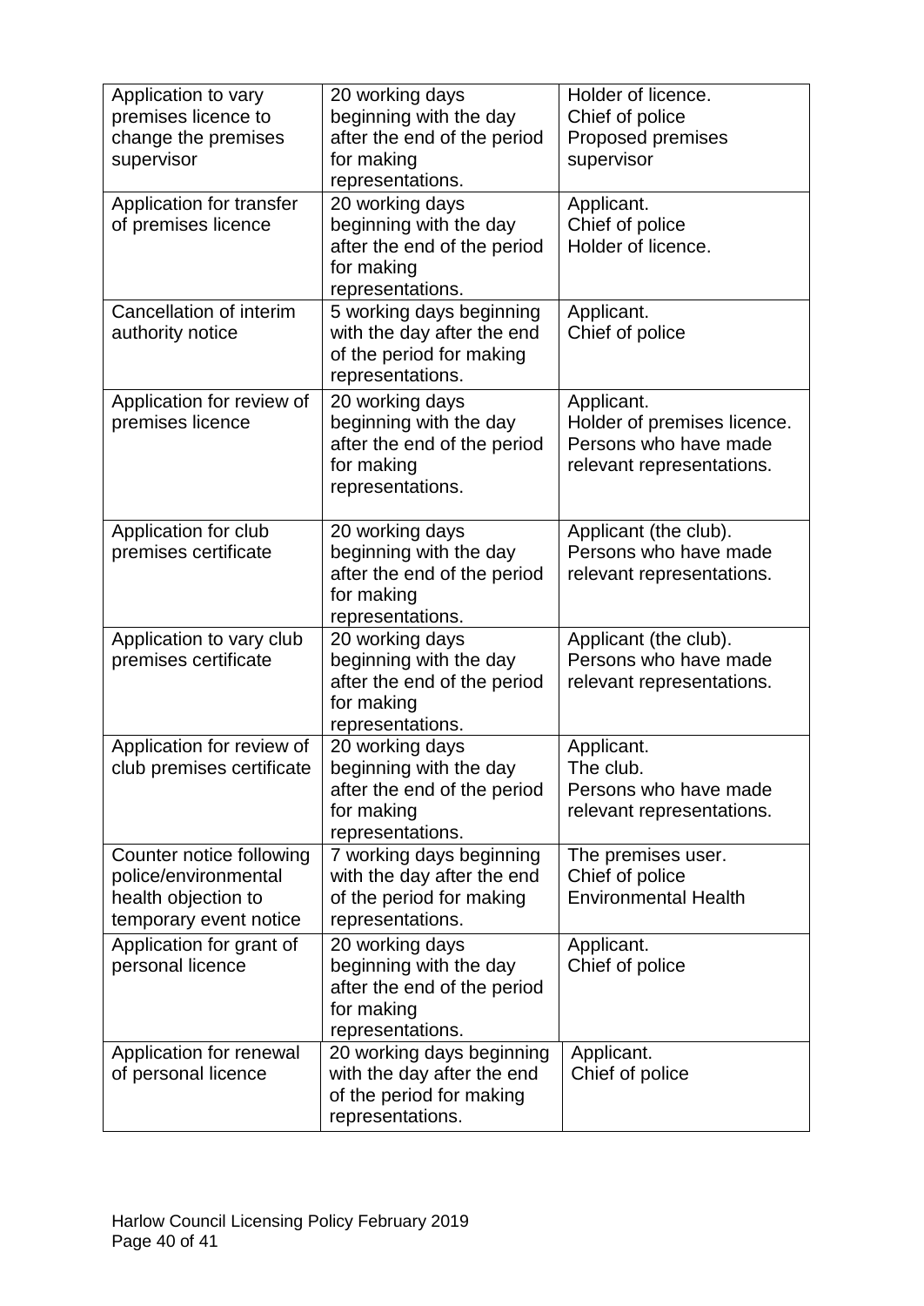| | | |
|---|---|---|
| Application to vary premises licence to change the premises supervisor | 20 working days beginning with the day after the end of the period for making representations. | Holder of licence.<br>Chief of police<br>Proposed premises supervisor |
| Application for transfer of premises licence | 20 working days beginning with the day after the end of the period for making representations. | Applicant.<br>Chief of police<br>Holder of licence. |
| Cancellation of interim authority notice | 5 working days beginning with the day after the end of the period for making representations. | Applicant.<br>Chief of police |
| Application for review of premises licence | 20 working days beginning with the day after the end of the period for making representations. | Applicant.<br>Holder of premises licence.<br>Persons who have made relevant representations. |
| Application for club premises certificate | 20 working days beginning with the day after the end of the period for making representations. | Applicant (the club).<br>Persons who have made relevant representations. |
| Application to vary club premises certificate | 20 working days beginning with the day after the end of the period for making representations. | Applicant (the club).<br>Persons who have made relevant representations. |
| Application for review of club premises certificate | 20 working days beginning with the day after the end of the period for making representations. | Applicant.<br>The club.<br>Persons who have made relevant representations. |
| Counter notice following police/environmental health objection to temporary event notice | 7 working days beginning with the day after the end of the period for making representations. | The premises user.<br>Chief of police<br>Environmental Health |
| Application for grant of personal licence | 20 working days beginning with the day after the end of the period for making representations. | Applicant.<br>Chief of police |
| Application for renewal of personal licence | 20 working days beginning with the day after the end of the period for making representations. | Applicant.<br>Chief of police |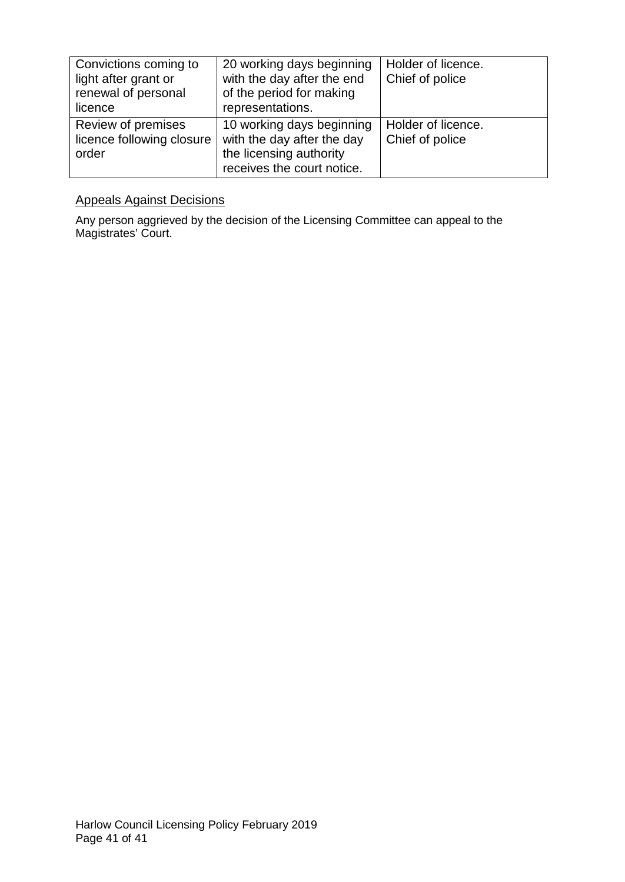| | | |
|---|---|---|
| Convictions coming to light after grant or renewal of personal licence | 20 working days beginning with the day after the end of the period for making representations. | Holder of licence. Chief of police |
| Review of premises licence following closure order | 10 working days beginning with the day after the day the licensing authority receives the court notice. | Holder of licence. Chief of police |

Appeals Against Decisions

Any person aggrieved by the decision of the Licensing Committee can appeal to the Magistrates' Court.